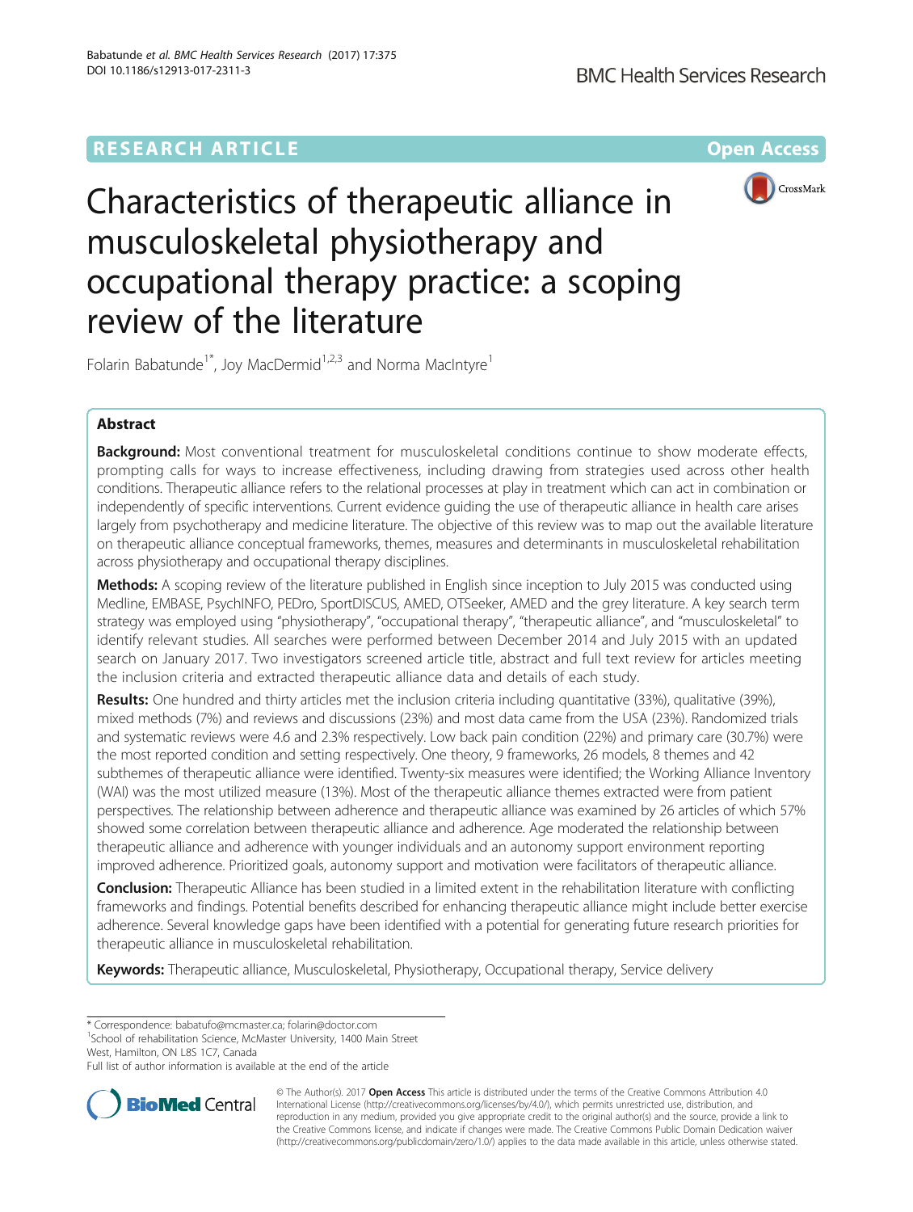RESEARCH ARTICLE

Open Access

# Characteristics of therapeutic alliance in musculoskeletal physiotherapy and occupational therapy practice: a scoping review of the literature

Folarin Babatunde[1*], Joy MacDermid[1,2,3] and Norma MacIntyre[1]

## Abstract

**Background:** Most conventional treatment for musculoskeletal conditions continue to show moderate effects, prompting calls for ways to increase effectiveness, including drawing from strategies used across other health conditions. Therapeutic alliance refers to the relational processes at play in treatment which can act in combination or independently of specific interventions. Current evidence guiding the use of therapeutic alliance in health care arises largely from psychotherapy and medicine literature. The objective of this review was to map out the available literature on therapeutic alliance conceptual frameworks, themes, measures and determinants in musculoskeletal rehabilitation across physiotherapy and occupational therapy disciplines.

**Methods:** A scoping review of the literature published in English since inception to July 2015 was conducted using Medline, EMBASE, PsychINFO, PEDro, SportDISCUS, AMED, OTSeeker, AMED and the grey literature. A key search term strategy was employed using "physiotherapy", "occupational therapy", "therapeutic alliance", and "musculoskeletal" to identify relevant studies. All searches were performed between December 2014 and July 2015 with an updated search on January 2017. Two investigators screened article title, abstract and full text review for articles meeting the inclusion criteria and extracted therapeutic alliance data and details of each study.

**Results:** One hundred and thirty articles met the inclusion criteria including quantitative (33%), qualitative (39%), mixed methods (7%) and reviews and discussions (23%) and most data came from the USA (23%). Randomized trials and systematic reviews were 4.6 and 2.3% respectively. Low back pain condition (22%) and primary care (30.7%) were the most reported condition and setting respectively. One theory, 9 frameworks, 26 models, 8 themes and 42 subthemes of therapeutic alliance were identified. Twenty-six measures were identified; the Working Alliance Inventory (WAI) was the most utilized measure (13%). Most of the therapeutic alliance themes extracted were from patient perspectives. The relationship between adherence and therapeutic alliance was examined by 26 articles of which 57% showed some correlation between therapeutic alliance and adherence. Age moderated the relationship between therapeutic alliance and adherence with younger individuals and an autonomy support environment reporting improved adherence. Prioritized goals, autonomy support and motivation were facilitators of therapeutic alliance.

**Conclusion:** Therapeutic Alliance has been studied in a limited extent in the rehabilitation literature with conflicting frameworks and findings. Potential benefits described for enhancing therapeutic alliance might include better exercise adherence. Several knowledge gaps have been identified with a potential for generating future research priorities for therapeutic alliance in musculoskeletal rehabilitation.

**Keywords:** Therapeutic alliance, Musculoskeletal, Physiotherapy, Occupational therapy, Service delivery

\* Correspondence: babatufo@mcmaster.ca; folarin@doctor.com

[1]School of rehabilitation Science, McMaster University, 1400 Main Street West, Hamilton, ON L8S 1C7, Canada

Full list of author information is available at the end of the article

© The Author(s). 2017 **Open Access** This article is distributed under the terms of the Creative Commons Attribution 4.0 International License (http://creativecommons.org/licenses/by/4.0/), which permits unrestricted use, distribution, and reproduction in any medium, provided you give appropriate credit to the original author(s) and the source, provide a link to the Creative Commons license, and indicate if changes were made. The Creative Commons Public Domain Dedication waiver (http://creativecommons.org/publicdomain/zero/1.0/) applies to the data made available in this article, unless otherwise stated.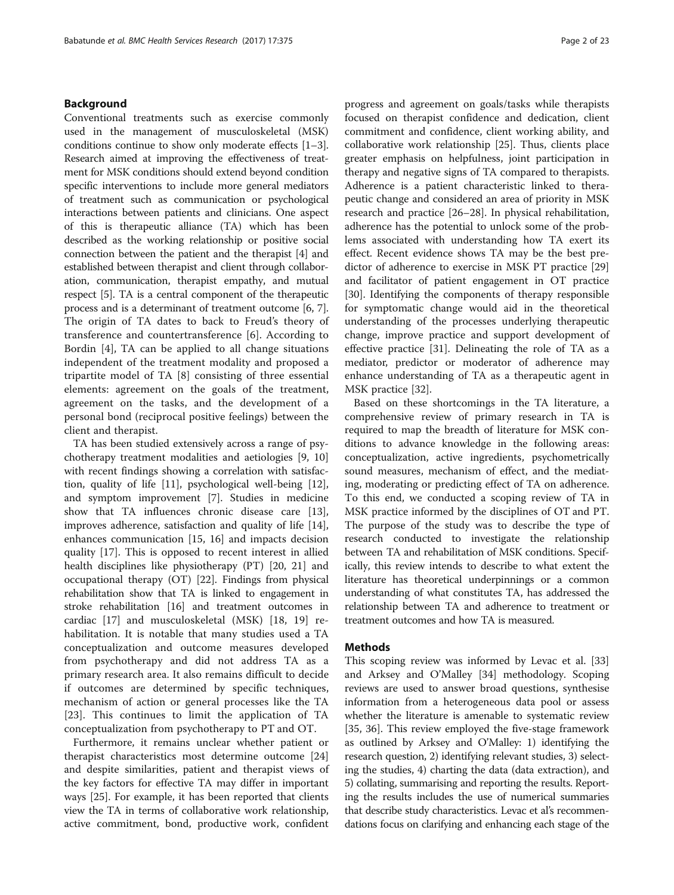## Background

Conventional treatments such as exercise commonly used in the management of musculoskeletal (MSK) conditions continue to show only moderate effects [1–3]. Research aimed at improving the effectiveness of treatment for MSK conditions should extend beyond condition specific interventions to include more general mediators of treatment such as communication or psychological interactions between patients and clinicians. One aspect of this is therapeutic alliance (TA) which has been described as the working relationship or positive social connection between the patient and the therapist [4] and established between therapist and client through collaboration, communication, therapist empathy, and mutual respect [5]. TA is a central component of the therapeutic process and is a determinant of treatment outcome [6, 7]. The origin of TA dates to back to Freud's theory of transference and countertransference [6]. According to Bordin [4], TA can be applied to all change situations independent of the treatment modality and proposed a tripartite model of TA [8] consisting of three essential elements: agreement on the goals of the treatment, agreement on the tasks, and the development of a personal bond (reciprocal positive feelings) between the client and therapist.

TA has been studied extensively across a range of psychotherapy treatment modalities and aetiologies [9, 10] with recent findings showing a correlation with satisfaction, quality of life [11], psychological well-being [12], and symptom improvement [7]. Studies in medicine show that TA influences chronic disease care [13], improves adherence, satisfaction and quality of life [14], enhances communication [15, 16] and impacts decision quality [17]. This is opposed to recent interest in allied health disciplines like physiotherapy (PT) [20, 21] and occupational therapy (OT) [22]. Findings from physical rehabilitation show that TA is linked to engagement in stroke rehabilitation [16] and treatment outcomes in cardiac [17] and musculoskeletal (MSK) [18, 19] rehabilitation. It is notable that many studies used a TA conceptualization and outcome measures developed from psychotherapy and did not address TA as a primary research area. It also remains difficult to decide if outcomes are determined by specific techniques, mechanism of action or general processes like the TA [23]. This continues to limit the application of TA conceptualization from psychotherapy to PT and OT.

Furthermore, it remains unclear whether patient or therapist characteristics most determine outcome [24] and despite similarities, patient and therapist views of the key factors for effective TA may differ in important ways [25]. For example, it has been reported that clients view the TA in terms of collaborative work relationship, active commitment, bond, productive work, confident progress and agreement on goals/tasks while therapists focused on therapist confidence and dedication, client commitment and confidence, client working ability, and collaborative work relationship [25]. Thus, clients place greater emphasis on helpfulness, joint participation in therapy and negative signs of TA compared to therapists. Adherence is a patient characteristic linked to therapeutic change and considered an area of priority in MSK research and practice [26–28]. In physical rehabilitation, adherence has the potential to unlock some of the problems associated with understanding how TA exert its effect. Recent evidence shows TA may be the best predictor of adherence to exercise in MSK PT practice [29] and facilitator of patient engagement in OT practice [30]. Identifying the components of therapy responsible for symptomatic change would aid in the theoretical understanding of the processes underlying therapeutic change, improve practice and support development of effective practice [31]. Delineating the role of TA as a mediator, predictor or moderator of adherence may enhance understanding of TA as a therapeutic agent in MSK practice [32].

Based on these shortcomings in the TA literature, a comprehensive review of primary research in TA is required to map the breadth of literature for MSK conditions to advance knowledge in the following areas: conceptualization, active ingredients, psychometrically sound measures, mechanism of effect, and the mediating, moderating or predicting effect of TA on adherence. To this end, we conducted a scoping review of TA in MSK practice informed by the disciplines of OT and PT. The purpose of the study was to describe the type of research conducted to investigate the relationship between TA and rehabilitation of MSK conditions. Specifically, this review intends to describe to what extent the literature has theoretical underpinnings or a common understanding of what constitutes TA, has addressed the relationship between TA and adherence to treatment or treatment outcomes and how TA is measured.

## Methods

This scoping review was informed by Levac et al. [33] and Arksey and O'Malley [34] methodology. Scoping reviews are used to answer broad questions, synthesise information from a heterogeneous data pool or assess whether the literature is amenable to systematic review [35, 36]. This review employed the five-stage framework as outlined by Arksey and O'Malley: 1) identifying the research question, 2) identifying relevant studies, 3) selecting the studies, 4) charting the data (data extraction), and 5) collating, summarising and reporting the results. Reporting the results includes the use of numerical summaries that describe study characteristics. Levac et al's recommendations focus on clarifying and enhancing each stage of the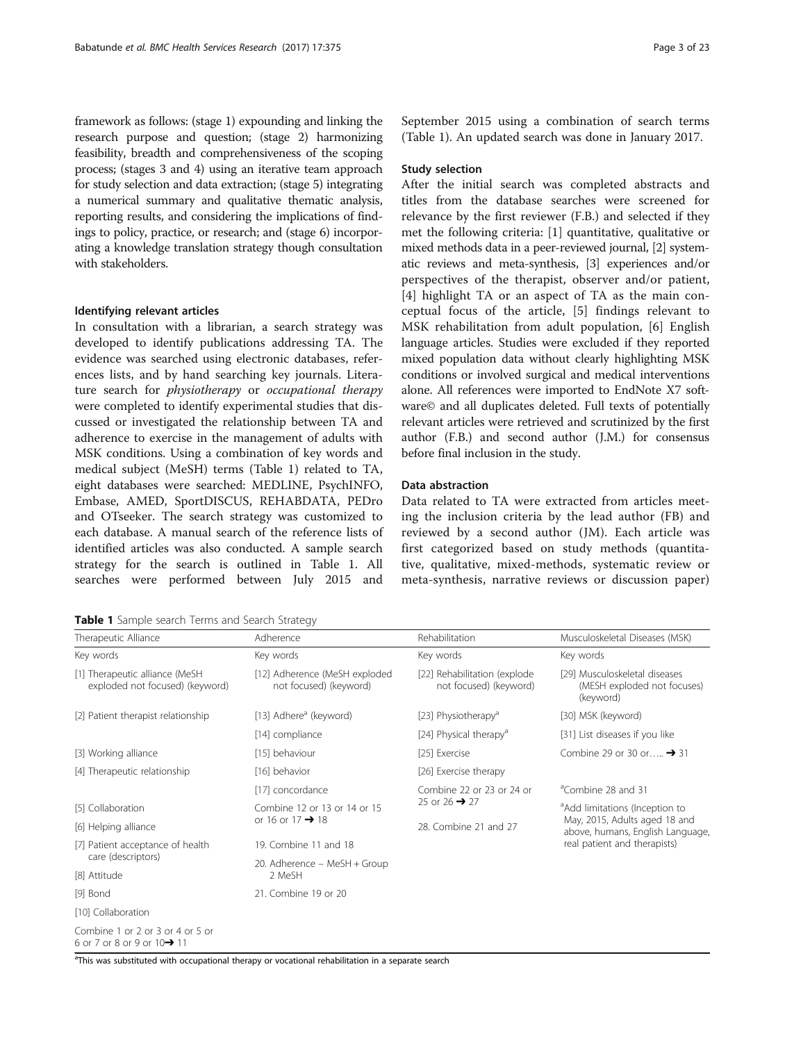framework as follows: (stage 1) expounding and linking the research purpose and question; (stage 2) harmonizing feasibility, breadth and comprehensiveness of the scoping process; (stages 3 and 4) using an iterative team approach for study selection and data extraction; (stage 5) integrating a numerical summary and qualitative thematic analysis, reporting results, and considering the implications of findings to policy, practice, or research; and (stage 6) incorporating a knowledge translation strategy though consultation with stakeholders.

### Identifying relevant articles

In consultation with a librarian, a search strategy was developed to identify publications addressing TA. The evidence was searched using electronic databases, references lists, and by hand searching key journals. Literature search for *physiotherapy* or *occupational therapy* were completed to identify experimental studies that discussed or investigated the relationship between TA and adherence to exercise in the management of adults with MSK conditions. Using a combination of key words and medical subject (MeSH) terms (Table 1) related to TA, eight databases were searched: MEDLINE, PsychINFO, Embase, AMED, SportDISCUS, REHABDATA, PEDro and OTseeker. The search strategy was customized to each database. A manual search of the reference lists of identified articles was also conducted. A sample search strategy for the search is outlined in Table 1. All searches were performed between July 2015 and September 2015 using a combination of search terms (Table 1). An updated search was done in January 2017.

### Study selection

After the initial search was completed abstracts and titles from the database searches were screened for relevance by the first reviewer (F.B.) and selected if they met the following criteria: [1] quantitative, qualitative or mixed methods data in a peer-reviewed journal, [2] systematic reviews and meta-synthesis, [3] experiences and/or perspectives of the therapist, observer and/or patient, [4] highlight TA or an aspect of TA as the main conceptual focus of the article, [5] findings relevant to MSK rehabilitation from adult population, [6] English language articles. Studies were excluded if they reported mixed population data without clearly highlighting MSK conditions or involved surgical and medical interventions alone. All references were imported to EndNote X7 software© and all duplicates deleted. Full texts of potentially relevant articles were retrieved and scrutinized by the first author (F.B.) and second author (J.M.) for consensus before final inclusion in the study.

### Data abstraction

Data related to TA were extracted from articles meeting the inclusion criteria by the lead author (FB) and reviewed by a second author (JM). Each article was first categorized based on study methods (quantitative, qualitative, mixed-methods, systematic review or meta-synthesis, narrative reviews or discussion paper)

**Table 1** Sample search Terms and Search Strategy

| Therapeutic Alliance | Adherence | Rehabilitation | Musculoskeletal Diseases (MSK) |
|---|---|---|---|
| Key words | Key words | Key words | Key words |
| [1] Therapeutic alliance (MeSH exploded not focused) (keyword) | [12] Adherence (MeSH exploded not focused) (keyword) | [22] Rehabilitation (explode not focused) (keyword) | [29] Musculoskeletal diseases (MESH exploded not focuses) (keyword) |
| [2] Patient therapist relationship | [13] Adhere[a] (keyword) | [23] Physiotherapy[a] | [30] MSK (keyword) |
| | [14] compliance | [24] Physical therapy[a] | [31] List diseases if you like |
| [3] Working alliance | [15] behaviour | [25] Exercise | Combine 29 or 30 or…. ➔ 31 |
| [4] Therapeutic relationship | [16] behavior | [26] Exercise therapy | |
| | [17] concordance | Combine 22 or 23 or 24 or 25 or 26 ➔ 27 | [a]Combine 28 and 31 |
| [5] Collaboration | Combine 12 or 13 or 14 or 15 or 16 or 17 ➔ 18 | | [a]Add limitations (Inception to May, 2015, Adults aged 18 and above, humans, English Language, real patient and therapists) |
| [6] Helping alliance | | 28. Combine 21 and 27 | |
| [7] Patient acceptance of health care (descriptors) | 19. Combine 11 and 18 | | |
| [8] Attitude | 20. Adherence – MeSH + Group 2 MeSH | | |
| [9] Bond | 21. Combine 19 or 20 | | |
| [10] Collaboration | | | |
| Combine 1 or 2 or 3 or 4 or 5 or 6 or 7 or 8 or 9 or 10➔ 11 | | | |

[a]This was substituted with occupational therapy or vocational rehabilitation in a separate search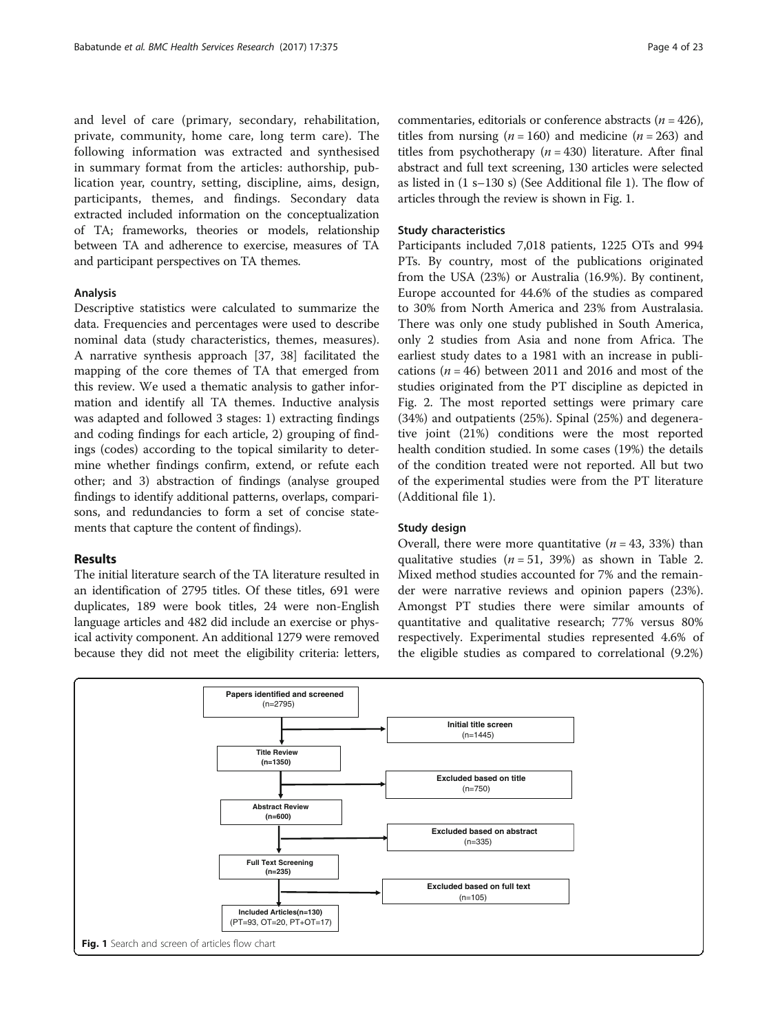and level of care (primary, secondary, rehabilitation, private, community, home care, long term care). The following information was extracted and synthesised in summary format from the articles: authorship, publication year, country, setting, discipline, aims, design, participants, themes, and findings. Secondary data extracted included information on the conceptualization of TA; frameworks, theories or models, relationship between TA and adherence to exercise, measures of TA and participant perspectives on TA themes.

### Analysis

Descriptive statistics were calculated to summarize the data. Frequencies and percentages were used to describe nominal data (study characteristics, themes, measures). A narrative synthesis approach [37, 38] facilitated the mapping of the core themes of TA that emerged from this review. We used a thematic analysis to gather information and identify all TA themes. Inductive analysis was adapted and followed 3 stages: 1) extracting findings and coding findings for each article, 2) grouping of findings (codes) according to the topical similarity to determine whether findings confirm, extend, or refute each other; and 3) abstraction of findings (analyse grouped findings to identify additional patterns, overlaps, comparisons, and redundancies to form a set of concise statements that capture the content of findings).

## Results

The initial literature search of the TA literature resulted in an identification of 2795 titles. Of these titles, 691 were duplicates, 189 were book titles, 24 were non-English language articles and 482 did include an exercise or physical activity component. An additional 1279 were removed because they did not meet the eligibility criteria: letters, commentaries, editorials or conference abstracts ($n = 426$), titles from nursing ($n = 160$) and medicine ($n = 263$) and titles from psychotherapy ($n = 430$) literature. After final abstract and full text screening, 130 articles were selected as listed in (1 s–130 s) (See Additional file 1). The flow of articles through the review is shown in Fig. 1.

### Study characteristics

Participants included 7,018 patients, 1225 OTs and 994 PTs. By country, most of the publications originated from the USA (23%) or Australia (16.9%). By continent, Europe accounted for 44.6% of the studies as compared to 30% from North America and 23% from Australasia. There was only one study published in South America, only 2 studies from Asia and none from Africa. The earliest study dates to a 1981 with an increase in publications ($n = 46$) between 2011 and 2016 and most of the studies originated from the PT discipline as depicted in Fig. 2. The most reported settings were primary care (34%) and outpatients (25%). Spinal (25%) and degenerative joint (21%) conditions were the most reported health condition studied. In some cases (19%) the details of the condition treated were not reported. All but two of the experimental studies were from the PT literature (Additional file 1).

### Study design

Overall, there were more quantitative ($n = 43$, 33%) than qualitative studies ($n = 51$, 39%) as shown in Table 2. Mixed method studies accounted for 7% and the remainder were narrative reviews and opinion papers (23%). Amongst PT studies there were similar amounts of quantitative and qualitative research; 77% versus 80% respectively. Experimental studies represented 4.6% of the eligible studies as compared to correlational (9.2%)

Papers identified and screened (n=2795) → Initial title screen (n=1445)

Title Review (n=1350) → Excluded based on title (n=750)

Abstract Review (n=600) → Excluded based on abstract (n=335)

Full Text Screening (n=235) → Excluded based on full text (n=105)

Included Articles (n=130) (PT=93, OT=20, PT+OT=17)

**Fig. 1** Search and screen of articles flow chart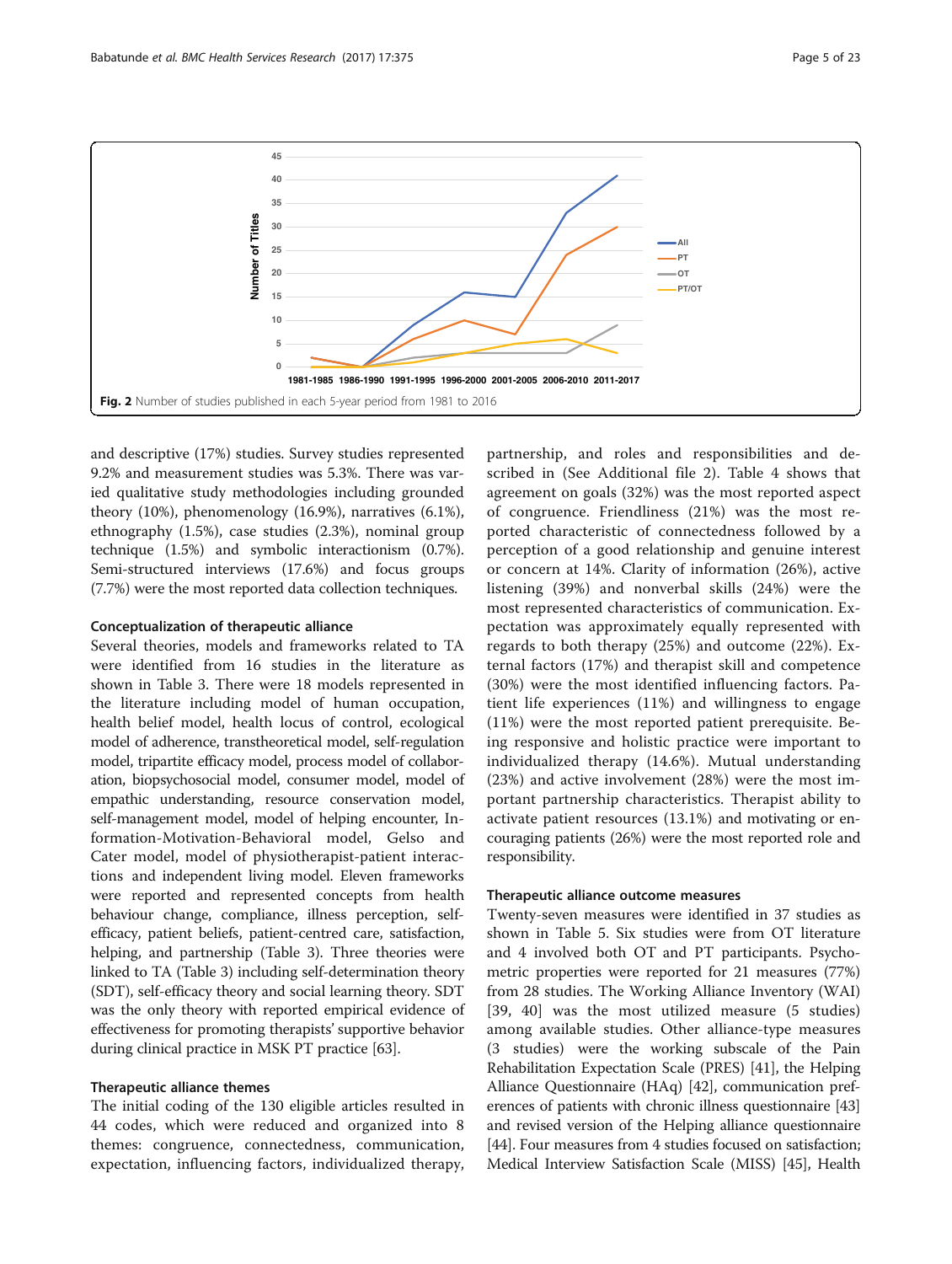Fig. 2 Number of studies published in each 5-year period from 1981 to 2016

and descriptive (17%) studies. Survey studies represented 9.2% and measurement studies was 5.3%. There was varied qualitative study methodologies including grounded theory (10%), phenomenology (16.9%), narratives (6.1%), ethnography (1.5%), case studies (2.3%), nominal group technique (1.5%) and symbolic interactionism (0.7%). Semi-structured interviews (17.6%) and focus groups (7.7%) were the most reported data collection techniques.

### Conceptualization of therapeutic alliance

Several theories, models and frameworks related to TA were identified from 16 studies in the literature as shown in Table 3. There were 18 models represented in the literature including model of human occupation, health belief model, health locus of control, ecological model of adherence, transtheoretical model, self-regulation model, tripartite efficacy model, process model of collaboration, biopsychosocial model, consumer model, model of empathic understanding, resource conservation model, self-management model, model of helping encounter, Information-Motivation-Behavioral model, Gelso and Cater model, model of physiotherapist-patient interactions and independent living model. Eleven frameworks were reported and represented concepts from health behaviour change, compliance, illness perception, self-efficacy, patient beliefs, patient-centred care, satisfaction, helping, and partnership (Table 3). Three theories were linked to TA (Table 3) including self-determination theory (SDT), self-efficacy theory and social learning theory. SDT was the only theory with reported empirical evidence of effectiveness for promoting therapists' supportive behavior during clinical practice in MSK PT practice [63].

### Therapeutic alliance themes

The initial coding of the 130 eligible articles resulted in 44 codes, which were reduced and organized into 8 themes: congruence, connectedness, communication, expectation, influencing factors, individualized therapy, partnership, and roles and responsibilities and described in (See Additional file 2). Table 4 shows that agreement on goals (32%) was the most reported aspect of congruence. Friendliness (21%) was the most reported characteristic of connectedness followed by a perception of a good relationship and genuine interest or concern at 14%. Clarity of information (26%), active listening (39%) and nonverbal skills (24%) were the most represented characteristics of communication. Expectation was approximately equally represented with regards to both therapy (25%) and outcome (22%). External factors (17%) and therapist skill and competence (30%) were the most identified influencing factors. Patient life experiences (11%) and willingness to engage (11%) were the most reported patient prerequisite. Being responsive and holistic practice were important to individualized therapy (14.6%). Mutual understanding (23%) and active involvement (28%) were the most important partnership characteristics. Therapist ability to activate patient resources (13.1%) and motivating or encouraging patients (26%) were the most reported role and responsibility.

### Therapeutic alliance outcome measures

Twenty-seven measures were identified in 37 studies as shown in Table 5. Six studies were from OT literature and 4 involved both OT and PT participants. Psychometric properties were reported for 21 measures (77%) from 28 studies. The Working Alliance Inventory (WAI) [39, 40] was the most utilized measure (5 studies) among available studies. Other alliance-type measures (3 studies) were the working subscale of the Pain Rehabilitation Expectation Scale (PRES) [41], the Helping Alliance Questionnaire (HAq) [42], communication preferences of patients with chronic illness questionnaire [43] and revised version of the Helping alliance questionnaire [44]. Four measures from 4 studies focused on satisfaction; Medical Interview Satisfaction Scale (MISS) [45], Health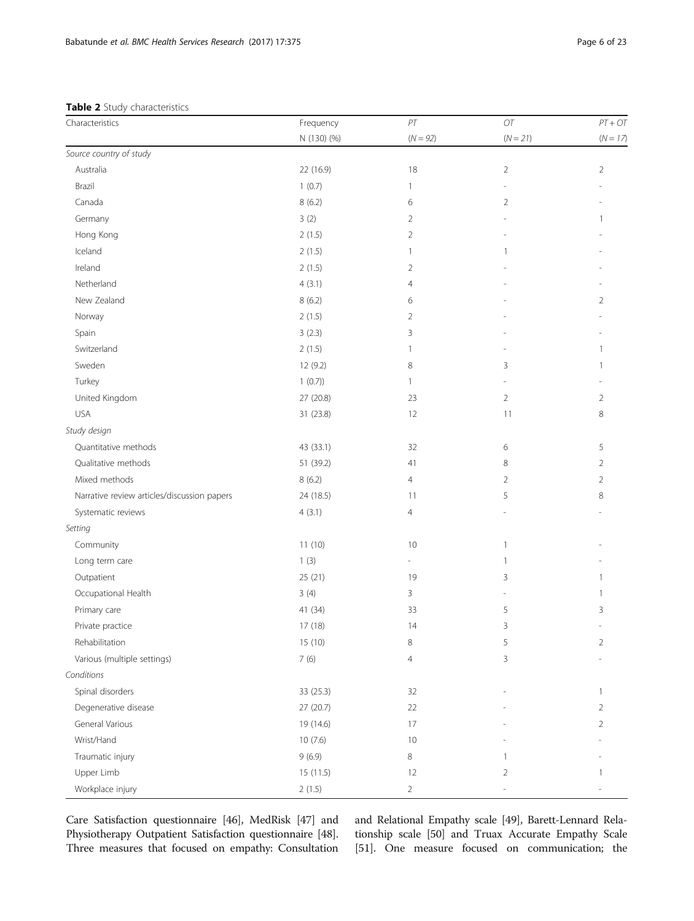**Table 2** Study characteristics

| Characteristics | Frequency N (130) (%) | *PT* (*N* = 92) | *OT* (*N* = 21) | *PT + OT* (*N* = 17) |
|---|---|---|---|---|
| *Source country of study* | | | | |
| Australia | 22 (16.9) | 18 | 2 | 2 |
| Brazil | 1 (0.7) | 1 | - | - |
| Canada | 8 (6.2) | 6 | 2 | - |
| Germany | 3 (2) | 2 | - | 1 |
| Hong Kong | 2 (1.5) | 2 | - | - |
| Iceland | 2 (1.5) | 1 | 1 | - |
| Ireland | 2 (1.5) | 2 | - | - |
| Netherland | 4 (3.1) | 4 | - | - |
| New Zealand | 8 (6.2) | 6 | - | 2 |
| Norway | 2 (1.5) | 2 | - | - |
| Spain | 3 (2.3) | 3 | - | - |
| Switzerland | 2 (1.5) | 1 | - | 1 |
| Sweden | 12 (9.2) | 8 | 3 | 1 |
| Turkey | 1 (0.7)) | 1 | - | - |
| United Kingdom | 27 (20.8) | 23 | 2 | 2 |
| USA | 31 (23.8) | 12 | 11 | 8 |
| *Study design* | | | | |
| Quantitative methods | 43 (33.1) | 32 | 6 | 5 |
| Qualitative methods | 51 (39.2) | 41 | 8 | 2 |
| Mixed methods | 8 (6.2) | 4 | 2 | 2 |
| Narrative review articles/discussion papers | 24 (18.5) | 11 | 5 | 8 |
| Systematic reviews | 4 (3.1) | 4 | - | - |
| *Setting* | | | | |
| Community | 11 (10) | 10 | 1 | - |
| Long term care | 1 (3) | - | 1 | - |
| Outpatient | 25 (21) | 19 | 3 | 1 |
| Occupational Health | 3 (4) | 3 | - | 1 |
| Primary care | 41 (34) | 33 | 5 | 3 |
| Private practice | 17 (18) | 14 | 3 | - |
| Rehabilitation | 15 (10) | 8 | 5 | 2 |
| Various (multiple settings) | 7 (6) | 4 | 3 | - |
| *Conditions* | | | | |
| Spinal disorders | 33 (25.3) | 32 | - | 1 |
| Degenerative disease | 27 (20.7) | 22 | - | 2 |
| General Various | 19 (14.6) | 17 | - | 2 |
| Wrist/Hand | 10 (7.6) | 10 | - | - |
| Traumatic injury | 9 (6.9) | 8 | 1 | - |
| Upper Limb | 15 (11.5) | 12 | 2 | 1 |
| Workplace injury | 2 (1.5) | 2 | - | - |

Care Satisfaction questionnaire [46], MedRisk [47] and Physiotherapy Outpatient Satisfaction questionnaire [48]. Three measures that focused on empathy: Consultation and Relational Empathy scale [49], Barett-Lennard Relationship scale [50] and Truax Accurate Empathy Scale [51]. One measure focused on communication; the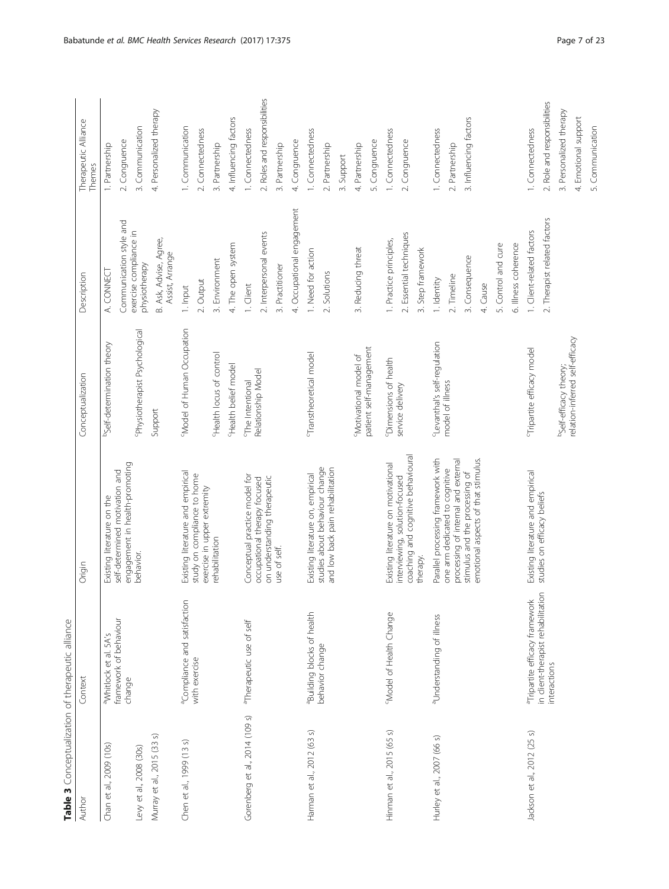**Table 3** Conceptualization of therapeutic alliance

| Author | Context | Origin | Conceptualization | Description | Therapeutic Alliance Themes |
|---|---|---|---|---|---|
| Chan et al., 2009 (10s) | [a]Whitlock et al. 5A's framework of behaviour change | Existing literature on the self-determined motivation and engagement in health-promoting behavior. | [b]Self-determination theory | A. CONNECT | 1. Partnership |
| Levy et al., 2008 (30s) | | | [c]Physiotherapist Psychological | Communication style and exercise compliance in physiotherapy | 2. Congruence |
| Murray et al., 2015 (33 s) | | | Support | B. Ask, Advise, Agree, Assist, Arrange | 3. Communication |
| | | | | | 4. Personalized therapy |
| Chen et al., 1999 (13 s) | [a]Compliance and satisfaction with exercise | Existing literature and empirical study on compliance to home exercise in upper extremity rehabilitation | [c]Model of Human Occupation | 1. Input | 1. Communication |
| | | | | 2. Output | 2. Connectedness |
| | | | [c]Health locus of control | 3. Environment | 3. Partnership |
| | | | [c]Health belief model | 4. The open system | 4. Influencing factors |
| Gorenberg et al., 2014 (109 s) | [a]Therapeutic use of self | Conceptual practice model for occupational therapy focused on understanding therapeutic use of self. | [c]The Intentional Relationship Model | 1. Client | 1. Connectedness |
| | | | | 2. Interpersonal events | 2. Roles and responsibilities |
| | | | | 3. Practitioner | 3. Partnership |
| | | | | 4. Occupational engagement | 4. Congruence |
| Harman et al., 2012 (63 s) | [a]Building blocks of health behavior change | Existing literature on, empirical studies about behaviour change and low back pain rehabilitation | [c]Transtheoretical model | 1. Need for action | 1. Connectedness |
| | | | | 2. Solutions | 2. Partnership |
| | | | | | 3. Support |
| | | | [c]Motivational model of patient self-management | 3. Reducing threat | 4. Partnership |
| | | | | | 5. Congruence |
| Hinman et al., 2015 (65 s) | [c]Model of Health Change | Existing literature on motivational interviewing, solution-focused coaching and cognitive behavioural therapy. | [c]Dimensions of health service delivery | 1. Practice principles, | 1. Connectedness |
| | | | | 2. Essential techniques | 2. Congruence |
| | | | | 3. Step framework | |
| Hurley et al., 2007 (66 s) | [a]Understanding of illness | Parallel processing framework with one arm dedicated to cognitive processing of internal and external stimulus and the processing of emotional aspects of that stimulus. | [c]Levanthal's self-regulation model of illness | 1. Identity | 1. Connectedness |
| | | | | 2. Timeline | 2. Partnership |
| | | | | 3. Consequence | 3. Influencing factors |
| | | | | 4. Cause | |
| | | | | 5. Control and cure | |
| | | | | 6. Illness coherence | |
| Jackson et al., 2012 (25 s) | [a]Tripartite efficacy framework in client-therapist rehabilitation interactions | Existing literature and empirical studies on efficacy beliefs | [c]Tripartite efficacy model | 1. Client-related factors | 1. Connectedness |
| | | | [b]Self-efficacy theory; relation-inferred self-efficacy | 2. Therapist related factors | 2. Role and responsibilities |
| | | | | | 3. Personalized therapy |
| | | | | | 4. Emotional support |
| | | | | | 5. Communication |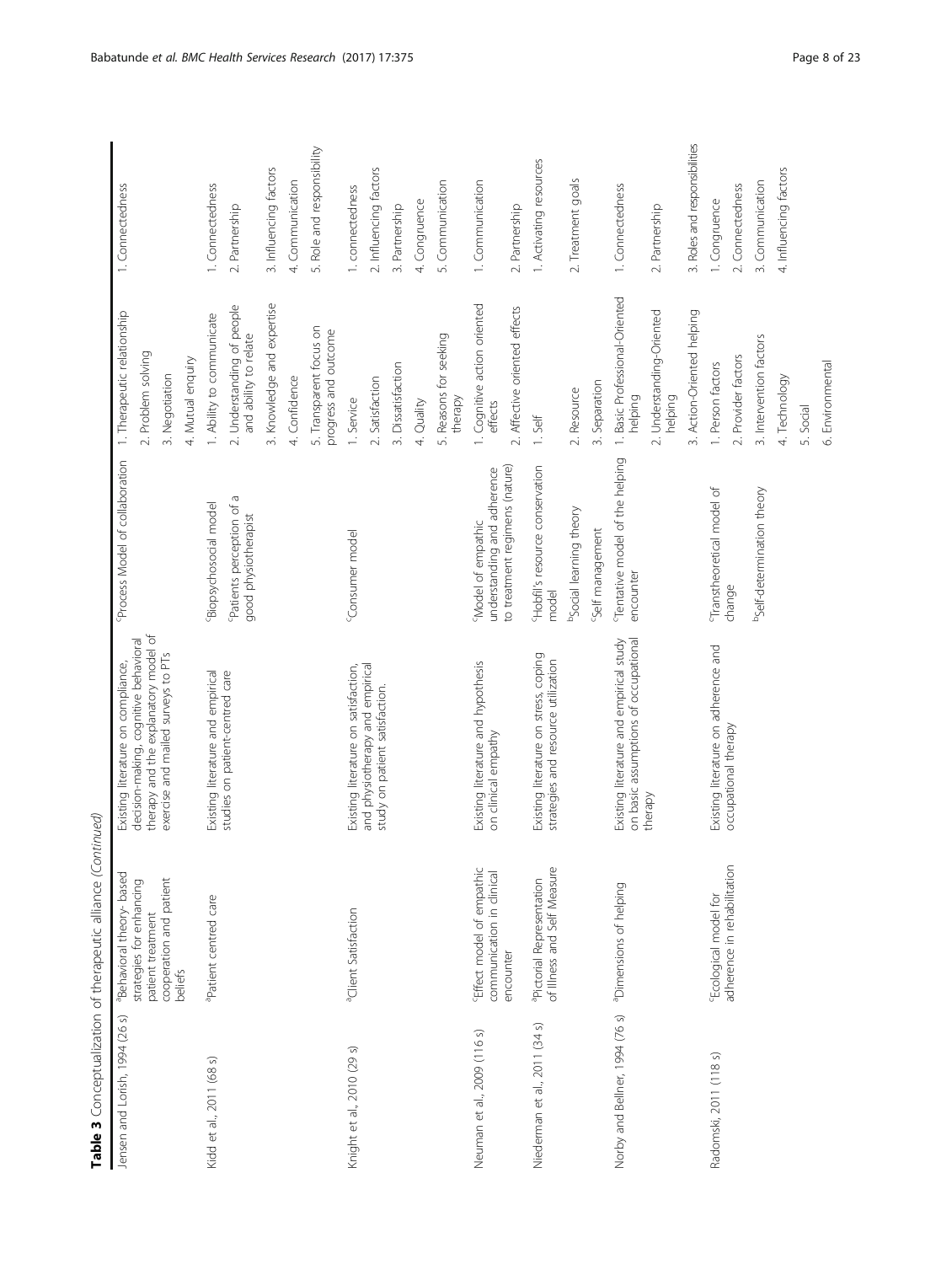**Table 3** Conceptualization of therapeutic alliance *(Continued)*

| | | | | | |
|---|---|---|---|---|---|
| Jensen and Lorish, 1994 (26 s) | [a]Behavioral theory- based strategies for enhancing patient treatment cooperation and patient beliefs | Existing literature on compliance, decision-making, cognitive behavioral therapy and the explanatory model of exercise and mailed surveys to PTs | [c]Process Model of collaboration | 1. Therapeutic relationship | 1. Connectedness |
| | | | | 2. Problem solving | |
| | | | | 3. Negotiation | |
| | | | | 4. Mutual enquiry | |
| Kidd et al., 2011 (68 s) | [a]Patient centred care | Existing literature and empirical studies on patient-centred care | [c]Biopsychosocial model | 1. Ability to communicate | 1. Connectedness |
| | | | [c]Patients perception of a good physiotherapist | 2. Understanding of people and ability to relate | 2. Partnership |
| | | | | 3. Knowledge and expertise | 3. Influencing factors |
| | | | | 4. Confidence | 4. Communication |
| | | | | 5. Transparent focus on progress and outcome | 5. Role and responsibility |
| Knight et al., 2010 (29 s) | [a]Client Satisfaction | Existing literature on satisfaction, and physiotherapy and empirical study on patient satisfaction. | [c]Consumer model | 1. Service | 1. connectedness |
| | | | | 2. Satisfaction | 2. Influencing factors |
| | | | | 3. Dissatisfaction | 3. Partnership |
| | | | | 4. Quality | 4. Congruence |
| | | | | 5. Reasons for seeking therapy | 5. Communication |
| Neuman et al., 2009 (116 s) | [c]Effect model of empathic communication in clinical encounter | Existing literature and hypothesis on clinical empathy | [c]Model of empathic understanding and adherence to treatment regimens (nature) | 1. Cognitive action oriented effects | 1. Communication |
| | | | | 2. Affective oriented effects | 2. Partnership |
| Niederman et al., 2011 (34 s) | [a]Pictorial Representation of Illness and Self Measure | Existing literature on stress, coping strategies and resource utilization | [c]Hobfil's resource conservation model | 1. Self | 1. Activating resources |
| | | | [b]Social learning theory | 2. Resource | 2. Treatment goals |
| | | | [c]Self management | 3. Separation | |
| Norby and Bellner, 1994 (76 s) | [a]Dimensions of helping | Existing literature and empirical study on basic assumptions of occupational therapy | [c]Tentative model of the helping encounter | 1. Basic Professional-Oriented helping | 1. Connectedness |
| | | | | 2. Understanding-Oriented helping | 2. Partnership |
| | | | | 3. Action-Oriented helping | 3. Roles and responsibilities |
| Radomski, 2011 (118 s) | [c]Ecological model for adherence in rehabilitation | Existing literature on adherence and occupational therapy | [c]Transtheoretical model of change | 1. Person factors | 1. Congruence |
| | | | [b]Self-determination theory | 2. Provider factors | 2. Connectedness |
| | | | | 3. Intervention factors | 3. Communication |
| | | | | 4. Technology | 4. Influencing factors |
| | | | | 5. Social | |
| | | | | 6. Environmental | |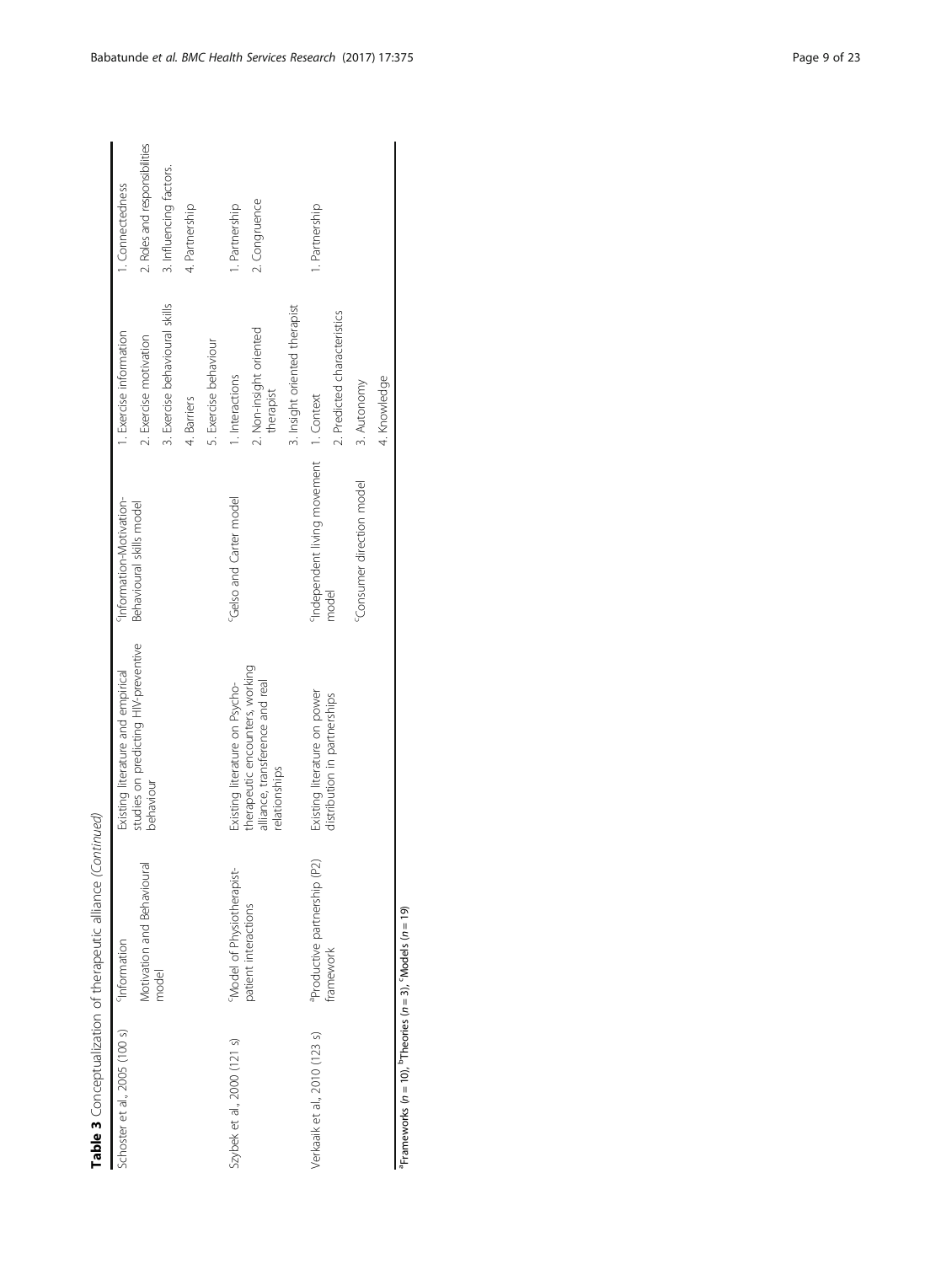**Table 3** Conceptualization of therapeutic alliance (*Continued*)

| | | | | | |
|---|---|---|---|---|---|
| Schoster et al., 2005 (100 s) | [c]Information Motivation and Behavioural model | Existing literature and empirical studies on predicting HIV-preventive behaviour | [c]Information-Motivation-Behavioural skills model | 1. Exercise information | 1. Connectedness |
| | | | | 2. Exercise motivation | 2. Roles and responsibilities |
| | | | | 3. Exercise behavioural skills | 3. Influencing factors. |
| | | | | 4. Barriers | 4. Partnership |
| | | | | 5. Exercise behaviour | |
| Szybek et al., 2000 (121 s) | [c]Model of Physiotherapist-patient interactions | Existing literature on Psycho-therapeutic encounters, working alliance, transference and real relationships | [c]Gelso and Carter model | 1. Interactions | 1. Partnership |
| | | | | 2. Non-insight oriented therapist | 2. Congruence |
| | | | | 3. Insight oriented therapist | |
| Verkaaik et al., 2010 (123 s) | [a]Productive partnership (P2) framework | Existing literature on power distribution in partnerships | [c]Independent living movement model | 1. Context | 1. Partnership |
| | | | | 2. Predicted characteristics | |
| | | | [c]Consumer direction model | 3. Autonomy | |
| | | | | 4. Knowledge | |

[a]Frameworks ($n = 10$), [b]Theories ($n = 3$), [c]Models ($n = 19$)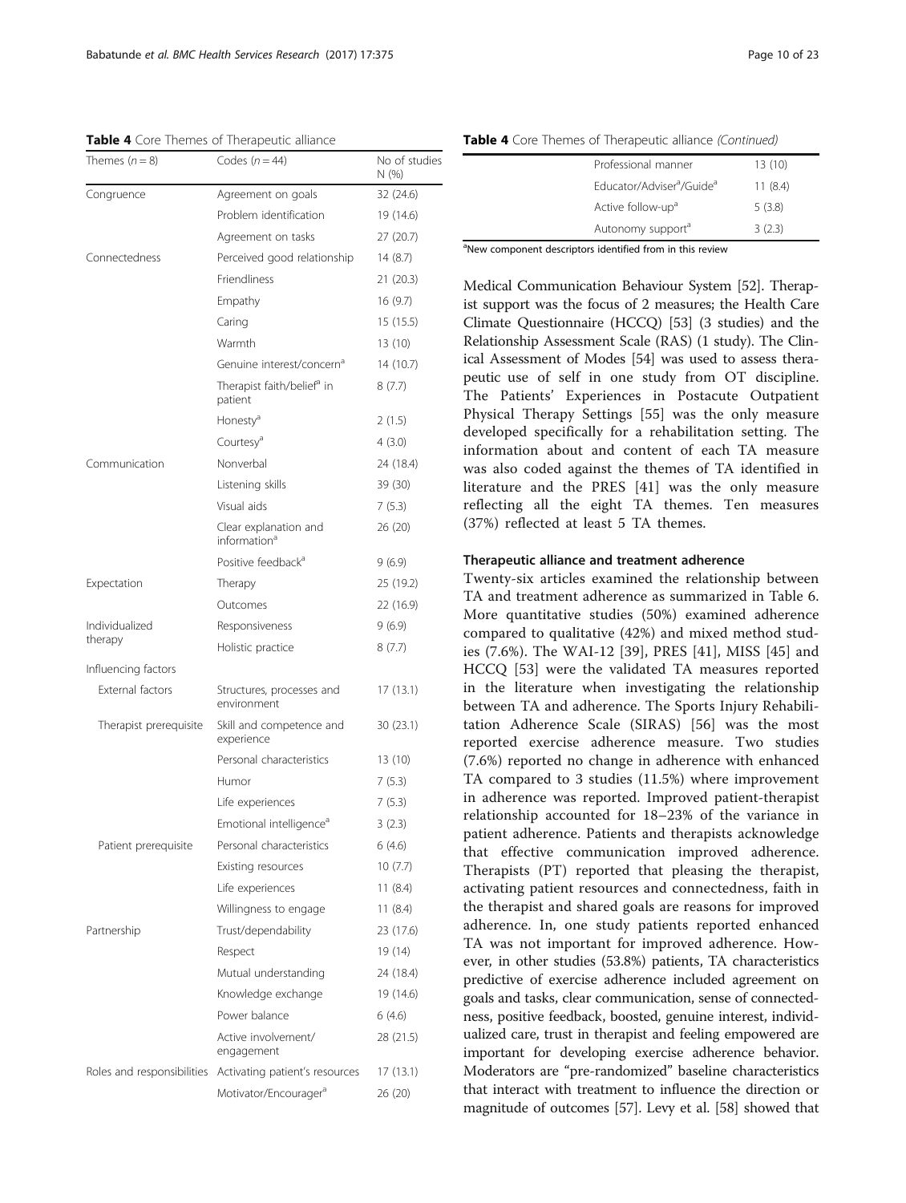**Table 4** Core Themes of Therapeutic alliance

| Themes ($n = 8$) | Codes ($n = 44$) | No of studies N (%) |
|---|---|---|
| Congruence | Agreement on goals | 32 (24.6) |
| | Problem identification | 19 (14.6) |
| | Agreement on tasks | 27 (20.7) |
| Connectedness | Perceived good relationship | 14 (8.7) |
| | Friendliness | 21 (20.3) |
| | Empathy | 16 (9.7) |
| | Caring | 15 (15.5) |
| | Warmth | 13 (10) |
| | Genuine interest/concern[a] | 14 (10.7) |
| | Therapist faith/belief[a] in patient | 8 (7.7) |
| | Honesty[a] | 2 (1.5) |
| | Courtesy[a] | 4 (3.0) |
| Communication | Nonverbal | 24 (18.4) |
| | Listening skills | 39 (30) |
| | Visual aids | 7 (5.3) |
| | Clear explanation and information[a] | 26 (20) |
| | Positive feedback[a] | 9 (6.9) |
| Expectation | Therapy | 25 (19.2) |
| | Outcomes | 22 (16.9) |
| Individualized therapy | Responsiveness | 9 (6.9) |
| | Holistic practice | 8 (7.7) |
| Influencing factors | | |
| External factors | Structures, processes and environment | 17 (13.1) |
| Therapist prerequisite | Skill and competence and experience | 30 (23.1) |
| | Personal characteristics | 13 (10) |
| | Humor | 7 (5.3) |
| | Life experiences | 7 (5.3) |
| | Emotional intelligence[a] | 3 (2.3) |
| Patient prerequisite | Personal characteristics | 6 (4.6) |
| | Existing resources | 10 (7.7) |
| | Life experiences | 11 (8.4) |
| | Willingness to engage | 11 (8.4) |
| Partnership | Trust/dependability | 23 (17.6) |
| | Respect | 19 (14) |
| | Mutual understanding | 24 (18.4) |
| | Knowledge exchange | 19 (14.6) |
| | Power balance | 6 (4.6) |
| | Active involvement/ engagement | 28 (21.5) |
| Roles and responsibilities | Activating patient's resources | 17 (13.1) |
| | Motivator/Encourager[a] | 26 (20) |
| | Professional manner | 13 (10) |
| | Educator/Adviser[a]/Guide[a] | 11 (8.4) |
| | Active follow-up[a] | 5 (3.8) |
| | Autonomy support[a] | 3 (2.3) |

[a]New component descriptors identified from in this review

Medical Communication Behaviour System [52]. Therapist support was the focus of 2 measures; the Health Care Climate Questionnaire (HCCQ) [53] (3 studies) and the Relationship Assessment Scale (RAS) (1 study). The Clinical Assessment of Modes [54] was used to assess therapeutic use of self in one study from OT discipline. The Patients' Experiences in Postacute Outpatient Physical Therapy Settings [55] was the only measure developed specifically for a rehabilitation setting. The information about and content of each TA measure was also coded against the themes of TA identified in literature and the PRES [41] was the only measure reflecting all the eight TA themes. Ten measures (37%) reflected at least 5 TA themes.

### Therapeutic alliance and treatment adherence

Twenty-six articles examined the relationship between TA and treatment adherence as summarized in Table 6. More quantitative studies (50%) examined adherence compared to qualitative (42%) and mixed method studies (7.6%). The WAI-12 [39], PRES [41], MISS [45] and HCCQ [53] were the validated TA measures reported in the literature when investigating the relationship between TA and adherence. The Sports Injury Rehabilitation Adherence Scale (SIRAS) [56] was the most reported exercise adherence measure. Two studies (7.6%) reported no change in adherence with enhanced TA compared to 3 studies (11.5%) where improvement in adherence was reported. Improved patient-therapist relationship accounted for 18–23% of the variance in patient adherence. Patients and therapists acknowledge that effective communication improved adherence. Therapists (PT) reported that pleasing the therapist, activating patient resources and connectedness, faith in the therapist and shared goals are reasons for improved adherence. In, one study patients reported enhanced TA was not important for improved adherence. However, in other studies (53.8%) patients, TA characteristics predictive of exercise adherence included agreement on goals and tasks, clear communication, sense of connectedness, positive feedback, boosted, genuine interest, individualized care, trust in therapist and feeling empowered are important for developing exercise adherence behavior. Moderators are "pre-randomized" baseline characteristics that interact with treatment to influence the direction or magnitude of outcomes [57]. Levy et al. [58] showed that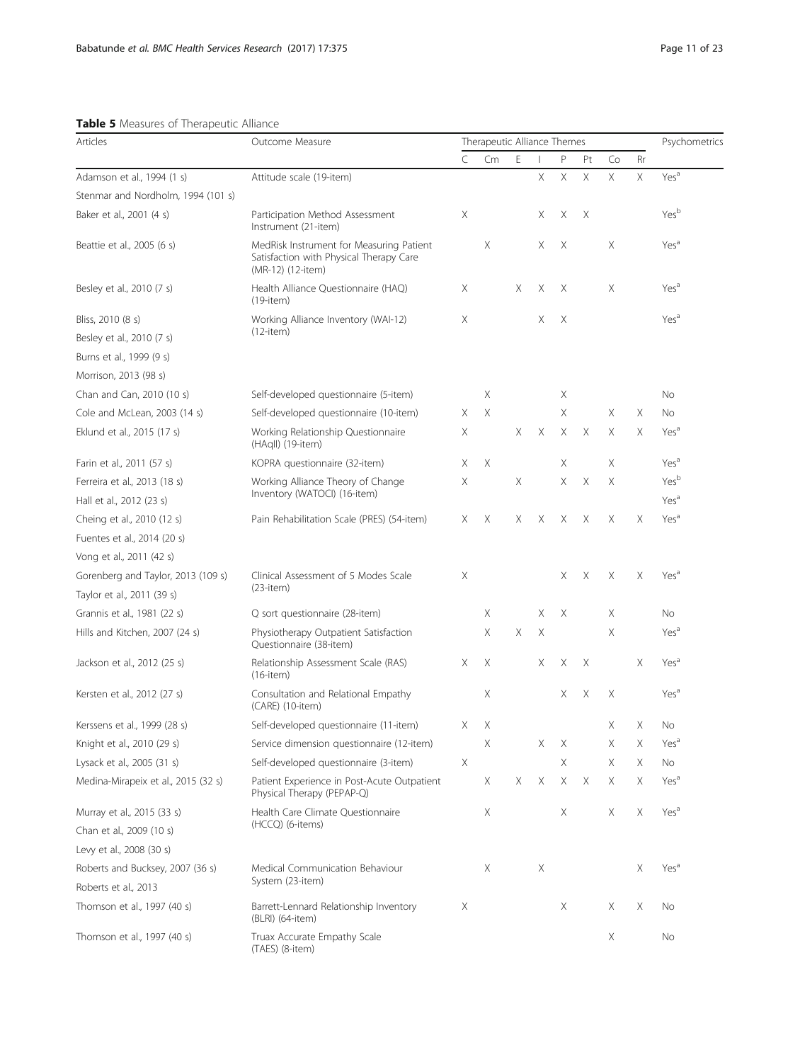**Table 5** Measures of Therapeutic Alliance

| Articles | Outcome Measure | Therapeutic Alliance Themes | | | | | | | | Psychometrics |
|---|---|---|---|---|---|---|---|---|---|---|
| | | C | Cm | E | I | P | Pt | Co | Rr | |
| Adamson et al., 1994 (1 s) | Attitude scale (19-item) | | | | X | X | X | X | X | Yes[a] |
| Stenmar and Nordholm, 1994 (101 s) | | | | | | | | | | |
| Baker et al., 2001 (4 s) | Participation Method Assessment Instrument (21-item) | X | | | X | X | X | | | Yes[b] |
| Beattie et al., 2005 (6 s) | MedRisk Instrument for Measuring Patient Satisfaction with Physical Therapy Care (MR-12) (12-item) | | X | | X | X | | X | | Yes[a] |
| Besley et al., 2010 (7 s) | Health Alliance Questionnaire (HAQ) (19-item) | X | | X | X | X | | X | | Yes[a] |
| Bliss, 2010 (8 s) | Working Alliance Inventory (WAI-12) (12-item) | X | | | X | X | | | | Yes[a] |
| Besley et al., 2010 (7 s) | | | | | | | | | | |
| Burns et al., 1999 (9 s) | | | | | | | | | | |
| Morrison, 2013 (98 s) | | | | | | | | | | |
| Chan and Can, 2010 (10 s) | Self-developed questionnaire (5-item) | | X | | | X | | | | No |
| Cole and McLean, 2003 (14 s) | Self-developed questionnaire (10-item) | X | X | | | X | | X | X | No |
| Eklund et al., 2015 (17 s) | Working Relationship Questionnaire (HAqII) (19-item) | X | | X | X | X | X | X | X | Yes[a] |
| Farin et al., 2011 (57 s) | KOPRA questionnaire (32-item) | X | X | | | X | | X | | Yes[a] |
| Ferreira et al., 2013 (18 s) | Working Alliance Theory of Change Inventory (WATOCI) (16-item) | X | | X | | X | X | X | | Yes[b] |
| Hall et al., 2012 (23 s) | | | | | | | | | | Yes[a] |
| Cheing et al., 2010 (12 s) | Pain Rehabilitation Scale (PRES) (54-item) | X | X | X | X | X | X | X | X | Yes[a] |
| Fuentes et al., 2014 (20 s) | | | | | | | | | | |
| Vong et al., 2011 (42 s) | | | | | | | | | | |
| Gorenberg and Taylor, 2013 (109 s) | Clinical Assessment of 5 Modes Scale (23-item) | X | | | | X | X | X | X | Yes[a] |
| Taylor et al., 2011 (39 s) | | | | | | | | | | |
| Grannis et al., 1981 (22 s) | Q sort questionnaire (28-item) | | X | | X | X | | X | | No |
| Hills and Kitchen, 2007 (24 s) | Physiotherapy Outpatient Satisfaction Questionnaire (38-item) | | X | X | X | | | X | | Yes[a] |
| Jackson et al., 2012 (25 s) | Relationship Assessment Scale (RAS) (16-item) | X | X | | X | X | X | | X | Yes[a] |
| Kersten et al., 2012 (27 s) | Consultation and Relational Empathy (CARE) (10-item) | | X | | | X | X | X | | Yes[a] |
| Kerssens et al., 1999 (28 s) | Self-developed questionnaire (11-item) | X | X | | | | | X | X | No |
| Knight et al., 2010 (29 s) | Service dimension questionnaire (12-item) | | X | | X | X | | X | X | Yes[a] |
| Lysack et al., 2005 (31 s) | Self-developed questionnaire (3-item) | X | | | | X | | X | X | No |
| Medina-Mirapeix et al., 2015 (32 s) | Patient Experience in Post-Acute Outpatient Physical Therapy (PEPAP-Q) | | X | X | X | X | X | X | X | Yes[a] |
| Murray et al., 2015 (33 s) | Health Care Climate Questionnaire (HCCQ) (6-items) | | X | | | X | | X | X | Yes[a] |
| Chan et al., 2009 (10 s) | | | | | | | | | | |
| Levy et al., 2008 (30 s) | | | | | | | | | | |
| Roberts and Bucksey, 2007 (36 s) | Medical Communication Behaviour System (23-item) | | X | | X | | | | X | Yes[a] |
| Roberts et al., 2013 | | | | | | | | | | |
| Thomson et al., 1997 (40 s) | Barrett-Lennard Relationship Inventory (BLRI) (64-item) | X | | | | X | | X | X | No |
| Thomson et al., 1997 (40 s) | Truax Accurate Empathy Scale (TAES) (8-item) | | | | | | | X | | No |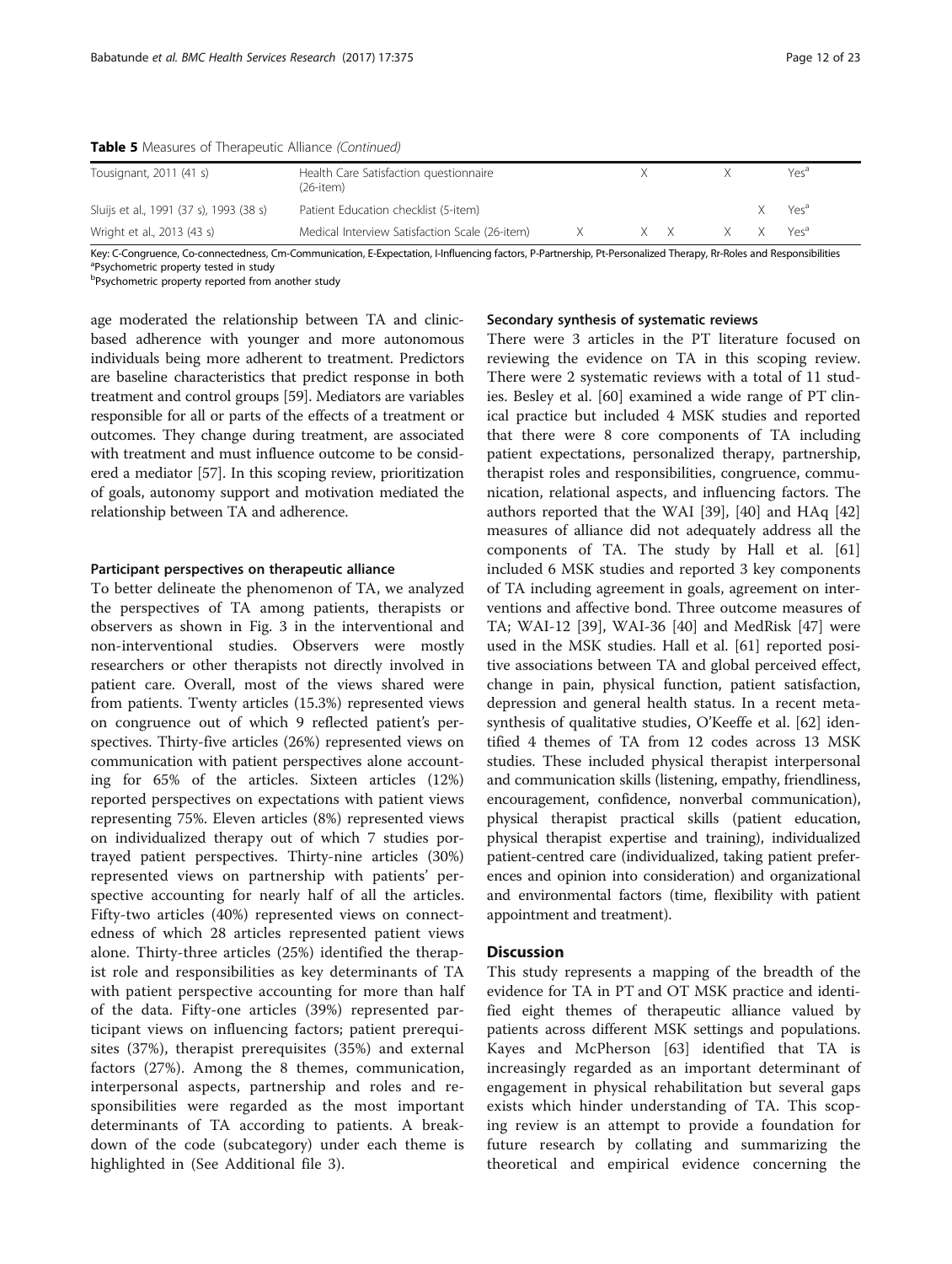**Table 5** Measures of Therapeutic Alliance *(Continued)*

| Study | Measure | C | Co | Cm | E | I | P | Pt | Rr | Psychometric property |
|---|---|---|---|---|---|---|---|---|---|---|
| Tousignant, 2011 (41 s) | Health Care Satisfaction questionnaire (26-item) | | | X | | | X | | | Yes[a] |
| Sluijs et al., 1991 (37 s), 1993 (38 s) | Patient Education checklist (5-item) | | | | | | | | X | Yes[a] |
| Wright et al., 2013 (43 s) | Medical Interview Satisfaction Scale (26-item) | X | | X | X | | X | | X | Yes[a] |

Key: C-Congruence, Co-connectedness, Cm-Communication, E-Expectation, I-Influencing factors, P-Partnership, Pt-Personalized Therapy, Rr-Roles and Responsibilities
[a]Psychometric property tested in study
[b]Psychometric property reported from another study

age moderated the relationship between TA and clinic-based adherence with younger and more autonomous individuals being more adherent to treatment. Predictors are baseline characteristics that predict response in both treatment and control groups [59]. Mediators are variables responsible for all or parts of the effects of a treatment or outcomes. They change during treatment, are associated with treatment and must influence outcome to be considered a mediator [57]. In this scoping review, prioritization of goals, autonomy support and motivation mediated the relationship between TA and adherence.

#### Participant perspectives on therapeutic alliance

To better delineate the phenomenon of TA, we analyzed the perspectives of TA among patients, therapists or observers as shown in Fig. 3 in the interventional and non-interventional studies. Observers were mostly researchers or other therapists not directly involved in patient care. Overall, most of the views shared were from patients. Twenty articles (15.3%) represented views on congruence out of which 9 reflected patient's perspectives. Thirty-five articles (26%) represented views on communication with patient perspectives alone accounting for 65% of the articles. Sixteen articles (12%) reported perspectives on expectations with patient views representing 75%. Eleven articles (8%) represented views on individualized therapy out of which 7 studies portrayed patient perspectives. Thirty-nine articles (30%) represented views on partnership with patients' perspective accounting for nearly half of all the articles. Fifty-two articles (40%) represented views on connectedness of which 28 articles represented patient views alone. Thirty-three articles (25%) identified the therapist role and responsibilities as key determinants of TA with patient perspective accounting for more than half of the data. Fifty-one articles (39%) represented participant views on influencing factors; patient prerequisites (37%), therapist prerequisites (35%) and external factors (27%). Among the 8 themes, communication, interpersonal aspects, partnership and roles and responsibilities were regarded as the most important determinants of TA according to patients. A breakdown of the code (subcategory) under each theme is highlighted in (See Additional file 3).

#### Secondary synthesis of systematic reviews

There were 3 articles in the PT literature focused on reviewing the evidence on TA in this scoping review. There were 2 systematic reviews with a total of 11 studies. Besley et al. [60] examined a wide range of PT clinical practice but included 4 MSK studies and reported that there were 8 core components of TA including patient expectations, personalized therapy, partnership, therapist roles and responsibilities, congruence, communication, relational aspects, and influencing factors. The authors reported that the WAI [39], [40] and HAq [42] measures of alliance did not adequately address all the components of TA. The study by Hall et al. [61] included 6 MSK studies and reported 3 key components of TA including agreement in goals, agreement on interventions and affective bond. Three outcome measures of TA; WAI-12 [39], WAI-36 [40] and MedRisk [47] were used in the MSK studies. Hall et al. [61] reported positive associations between TA and global perceived effect, change in pain, physical function, patient satisfaction, depression and general health status. In a recent meta-synthesis of qualitative studies, O'Keeffe et al. [62] identified 4 themes of TA from 12 codes across 13 MSK studies. These included physical therapist interpersonal and communication skills (listening, empathy, friendliness, encouragement, confidence, nonverbal communication), physical therapist practical skills (patient education, physical therapist expertise and training), individualized patient-centred care (individualized, taking patient preferences and opinion into consideration) and organizational and environmental factors (time, flexibility with patient appointment and treatment).

## Discussion

This study represents a mapping of the breadth of the evidence for TA in PT and OT MSK practice and identified eight themes of therapeutic alliance valued by patients across different MSK settings and populations. Kayes and McPherson [63] identified that TA is increasingly regarded as an important determinant of engagement in physical rehabilitation but several gaps exists which hinder understanding of TA. This scoping review is an attempt to provide a foundation for future research by collating and summarizing the theoretical and empirical evidence concerning the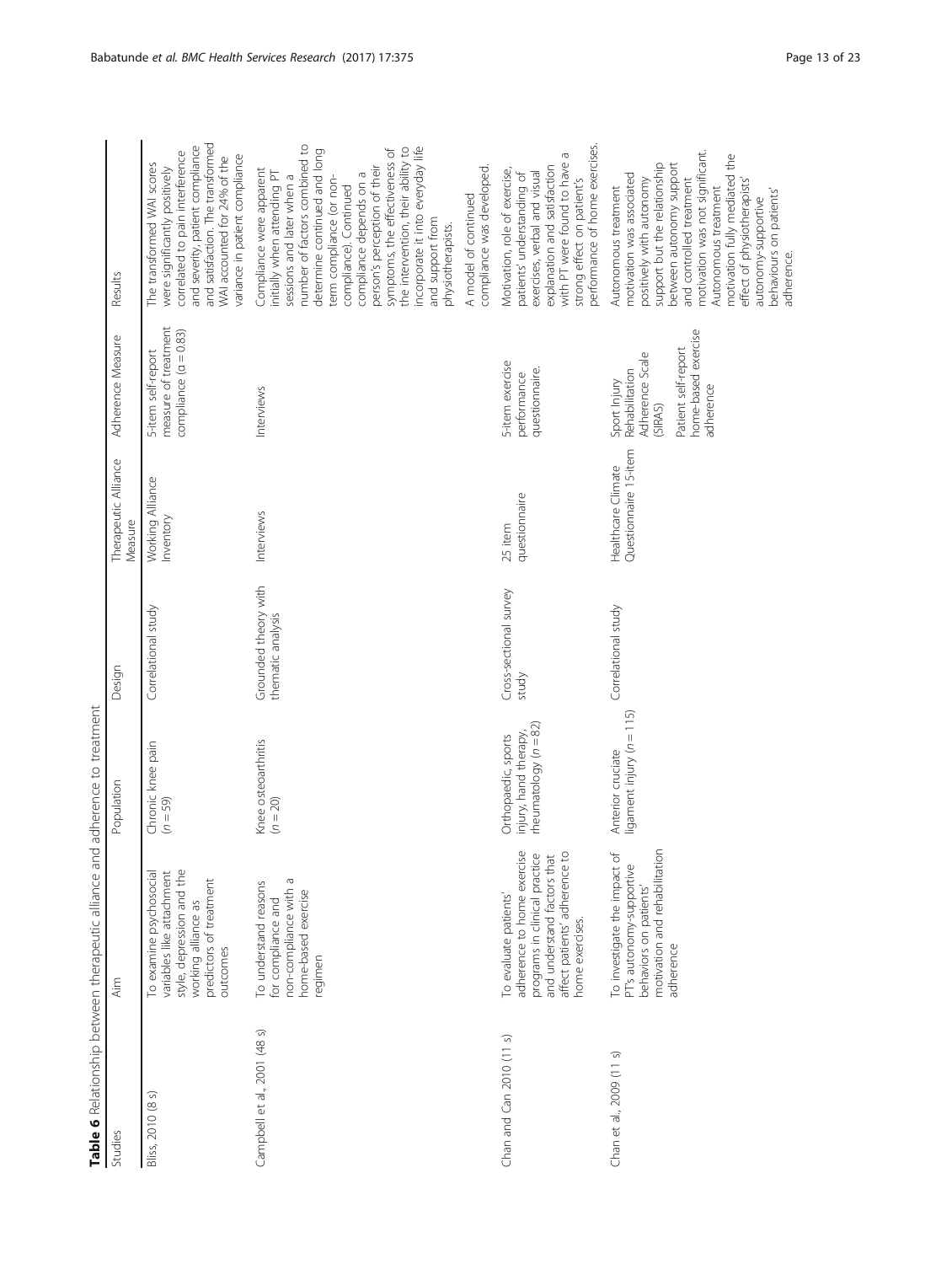**Table 6** Relationship between therapeutic alliance and adherence to treatment

| Studies | Aim | Population | Design | Therapeutic Alliance Measure | Adherence Measure | Results |
| --- | --- | --- | --- | --- | --- | --- |
| Bliss, 2010 (8 s) | To examine psychosocial variables like attachment style, depression and the working alliance as predictors of treatment outcomes | Chronic knee pain (n = 59) | Correlational study | Working Alliance Inventory | 5-item self-report measure of treatment compliance (α = 0.83) | The transformed WAI scores were significantly positively correlated to pain interference and severity, patient compliance and satisfaction. The transformed WAI accounted for 24% of the variance in patient compliance |
| Campbell et al., 2001 (48 s) | To understand reasons for compliance and non-compliance with a home-based exercise regimen | Knee osteoarthritis (n = 20) | Grounded theory with thematic analysis | Interviews | Interviews | Compliance were apparent initially when attending PT sessions and later when a number of factors combined to determine continued and long term compliance (or non-compliance). Continued compliance depends on a person's perception of their symptoms, the effectiveness of the intervention, their ability to incorporate it into everyday life and support from physiotherapists.<br>A model of continued compliance was developed. |
| Chan and Can 2010 (11 s) | To evaluate patients' adherence to home exercise programs in clinical practice and understand factors that affect patients' adherence to home exercises. | Orthopaedic, sports injury, hand therapy, rheumatology (n = 82) | Cross-sectional survey study | 25 item questionnaire | 5-item exercise performance questionnaire. | Motivation, role of exercise, patients' understanding of exercises, verbal and visual explanation and satisfaction with PT were found to have a strong effect on patient's performance of home exercises. |
| Chan et al., 2009 (11 s) | To investigate the impact of PT's autonomy-supportive behaviors on patients' motivation and rehabilitation adherence | Anterior cruciate ligament injury (n = 115) | Correlational study | Healthcare Climate Questionnaire 15-item | Sport Injury Rehabilitation Adherence Scale (SIRAS)<br>Patient self-report home-based exercise adherence | Autonomous treatment motivation was associated positively with autonomy support but the relationship between autonomy support and controlled treatment motivation was not significant. Autonomous treatment motivation fully mediated the effect of physiotherapists' autonomy-supportive behaviours on patients' adherence. |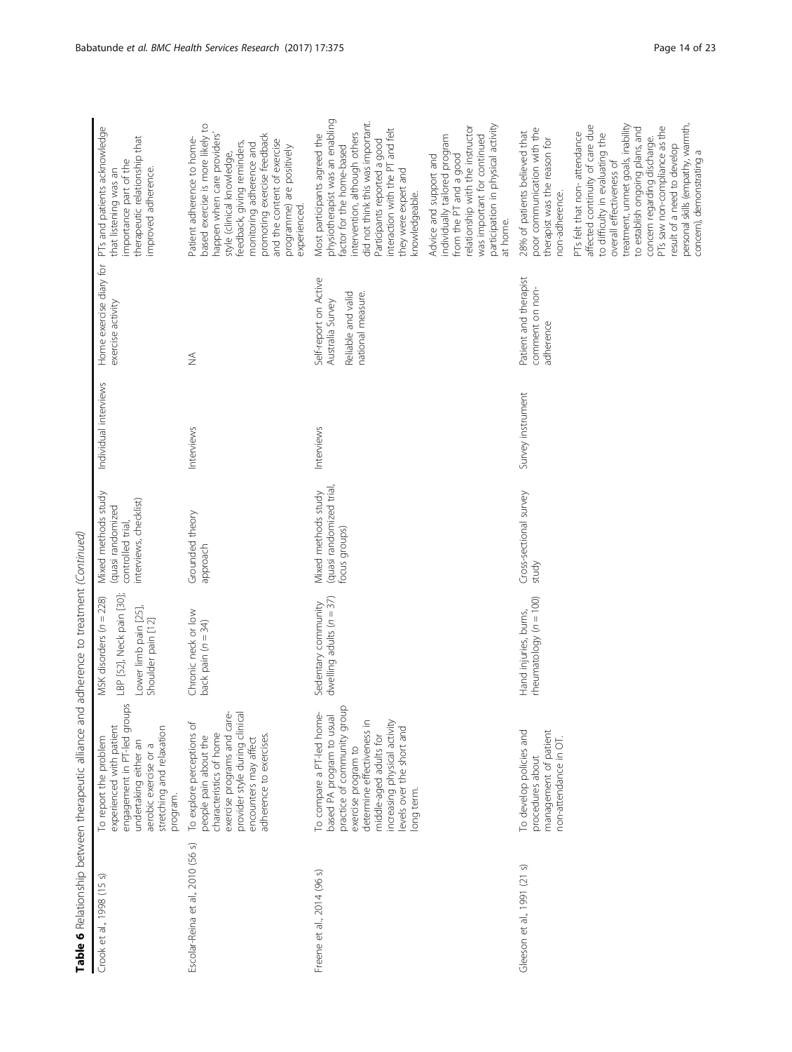**Table 6** Relationship between therapeutic alliance and adherence to treatment *(Continued)*

| | | | | | | |
|---|---|---|---|---|---|---|
| Crook et al., 1998 (15 s) | To report the problem experienced with patient engagement in PT-led groups undertaking either an aerobic exercise or a stretching and relaxation program. | MSK disorders (n = 228) LBP [52], Neck pain [30]; Lower limb pain [25], Shoulder pain [12] | Mixed methods study (quasi randomized controlled trial, interviews, checklist) | Individual interviews | Home exercise diary for exercise activity | PTs and patients acknowledge that listening was an importance part of the therapeutic relationship that improved adherence. |
| Escolar-Reina et al., 2010 (56 s) | To explore perceptions of people pain about the characteristics of home exercise programs and care-provider style during clinical encounters may affect adherence to exercises. | Chronic neck or low back pain (n = 34) | Grounded theory approach | Interviews | NA | Patient adherence to home-based exercise is more likely to happen when care providers' style (clinical knowledge, feedback, giving reminders, monitoring adherence and promoting exercise feedback and the content of exercise programme) are positively experienced. |
| Freene et al., 2014 (96 s) | To compare a PT-led home-based PA program to usual practice of community group exercise program to determine effectiveness in middle-aged adults for increasing physical activity levels over the short and long term. | Sedentary community dwelling adults (n = 37) | Mixed methods study (quasi randomized trial, focus groups) | Interviews | Self-report on Active Australia Survey<br>Reliable and valid national measure. | Most participants agreed the physiotherapist was an enabling factor for the home-based intervention, although others did not think this was important. Participants reported a good interaction with the PT and felt they were expert and knowledgeable.<br>Advice and support and individually tailored program from the PT and a good relationship with the instructor was important for continued participation in physical activity at home. |
| Gleeson et al., 1991 (21 s) | To develop policies and procedures about management of patient non-attendance in OT. | Hand injuries, burns, rheumatology (n = 100) | Cross-sectional survey study | Survey instrument | Patient and therapist comment on non-adherence | 28% of patients believed that poor communication with the therapist was the reason for non-adherence.<br>PTs felt that non- attendance affected continuity of care due to difficulty in evaluating the overall effectiveness of treatment, unmet goals, inability to establish ongoing plans, and concern regarding discharge. PTs saw non-compliance as the result of a need to develop personal skills (empathy, warmth, concern), demonstrating a |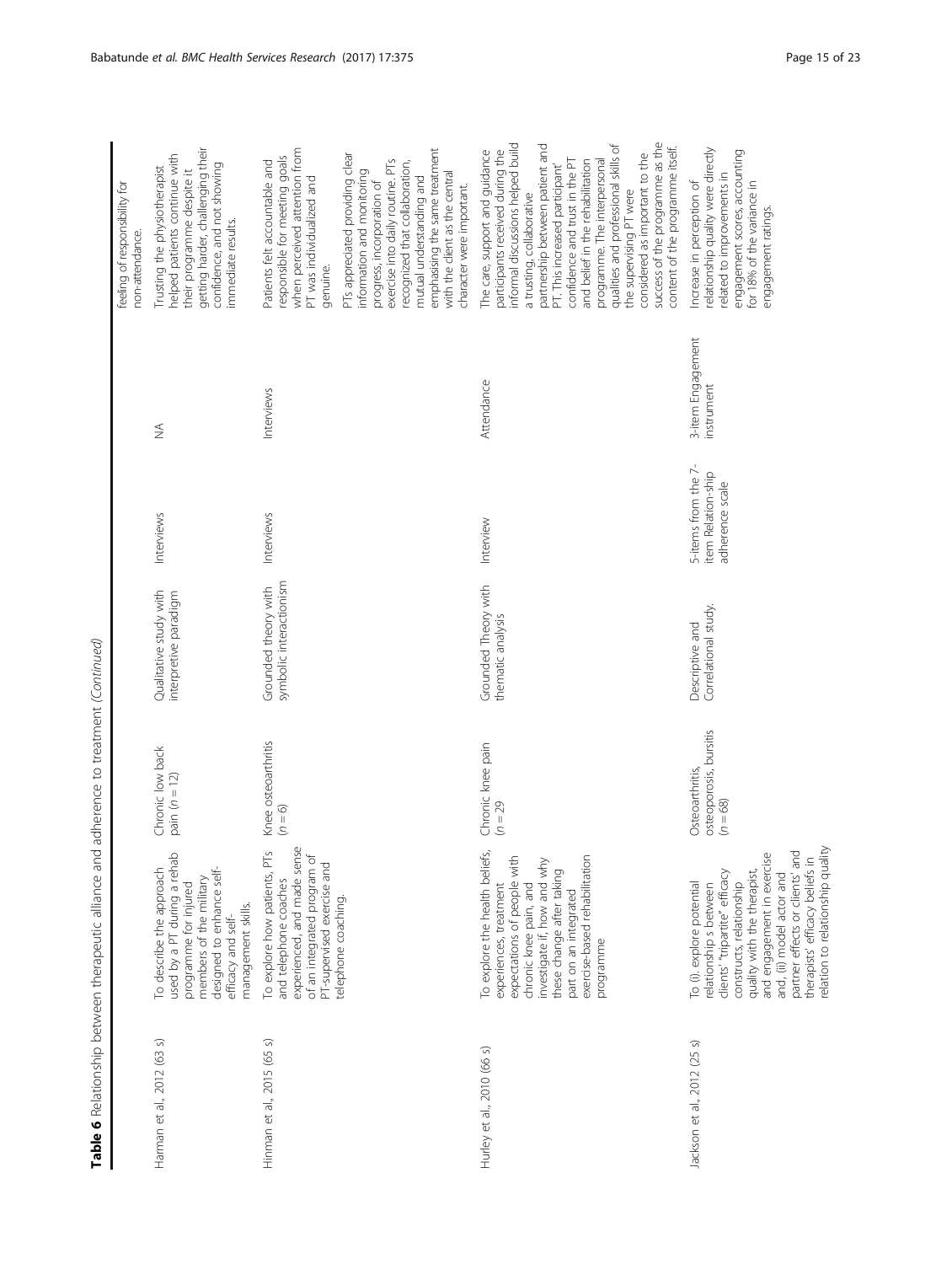**Table 6** Relationship between therapeutic alliance and adherence to treatment *(Continued)*

| | | | | | | |
|---|---|---|---|---|---|---|
| | | | | | | feeling of responsibility for non-attendance. |
| Harman et al., 2012 (63 s) | To describe the approach used by a PT during a rehab programme for injured members of the military designed to enhance self-efficacy and self-management skills. | Chronic low back pain (*n* = 12) | Qualitative study with interpretive paradigm | Interviews | NA | Trusting the physiotherapist helped patients continue with their programme despite it getting harder, challenging their confidence, and not showing immediate results. |
| Hinman et al., 2015 (65 s) | To explore how patients, PTs and telephone coaches experienced, and made sense of an integrated program of PT-supervised exercise and telephone coaching. | Knee osteoarthritis (*n* = 6) | Grounded theory with symbolic interactionism | Interviews | Interviews | Patients felt accountable and responsible for meeting goals when perceived attention from PT was individualized and genuine. PTs appreciated providing clear information and monitoring progress, incorporation of exercise into daily routine. PTs recognized that collaboration, mutual understanding and emphasising the same treatment with the client as the central character were important. |
| Hurley et al., 2010 (66 s) | To explore the health beliefs, experiences, treatment expectations of people with chronic knee pain, and investigate if, how and why these change after taking part on an integrated exercise-based rehabilitation programme | Chronic knee pain (*n* = 29 | Grounded Theory with thematic analysis | Interview | Attendance | The care, support and guidance participants received during the informal discussions helped build a trusting, collaborative partnership between patient and PT. This increased participant' confidence and trust in the PT and belief in the rehabilitation programme. The interpersonal qualities and professional skills of the supervising PT were considered as important to the success of the programme as the content of the programme itself. |
| Jackson et al., 2012 (25 s) | To (i). explore potential relationship s between clients' "tripartite" efficacy constructs, relationship quality with the therapist, and engagement in exercise and, (ii) model actor and partner effects or clients' and therapists' efficacy beliefs in relation to relationship quality | Osteoarthritis, osteoporosis, bursitis (*n* = 68) | Descriptive and Correlational study. | 5-items from the 7-item Relation-ship adherence scale | 3-item Engagement instrument | Increase in perception of relationship quality were directly related to improvements in engagement scores, accounting for 18% of the variance in engagement ratings. |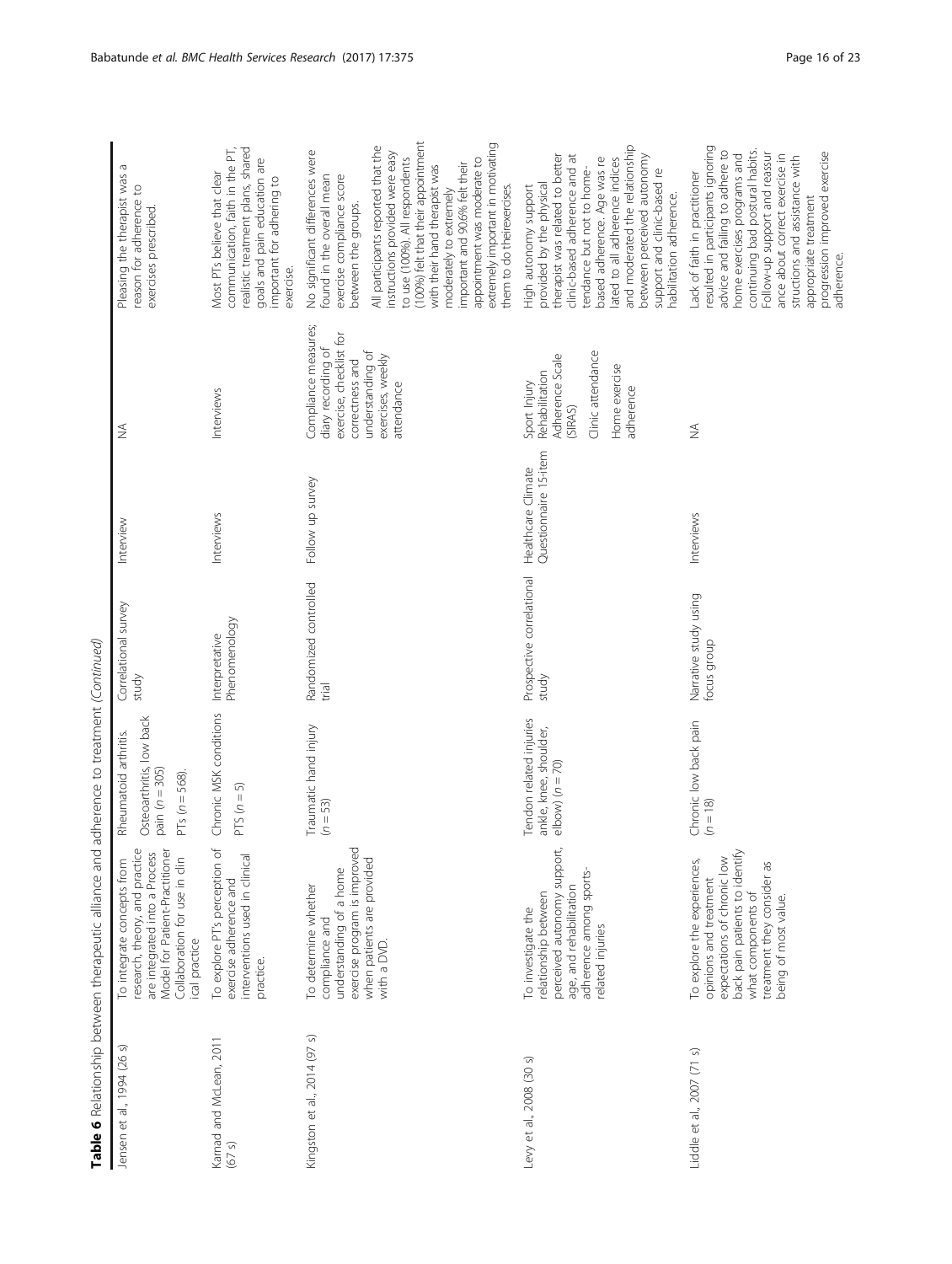**Table 6** Relationship between therapeutic alliance and adherence to treatment *(Continued)*

| | | | | | | |
|---|---|---|---|---|---|---|
| Jensen et al., 1994 (26 s) | To integrate concepts from research, theory, and practice are integrated into a Process Model for Patient-Practitioner Collaboration for use in clinical practice | Rheumatoid arthritis. Osteoarthritis, low back pain ($n = 305$) PTs ($n = 568$). | Correlational survey study | Interview | NA | Pleasing the therapist was a reason for adherence to exercises prescribed. |
| Karnad and McLean, 2011 (67 s) | To explore PT's perception of exercise adherence and interventions used in clinical practice. | Chronic MSK conditions PTS ($n = 5$) | Interpretative Phenomenology | Interviews | Interviews | Most PTs believe that clear communication, faith in the PT, realistic treatment plans, shared goals and pain education are important for adhering to exercise. |
| Kingston et al., 2014 (97 s) | To determine whether compliance and understanding of a home exercise program is improved when patients are provided with a DVD. | Traumatic hand injury ($n = 53$) | Randomized controlled trial | Follow up survey | Compliance measures; diary recording of exercise, checklist for correctness and understanding of exercises, weekly attendance | No significant differences were found in the overall mean exercise compliance score between the groups. All participants reported that the instructions provided were easy to use (100%). All respondents (100%) felt that their appointment with their hand therapist was moderately to extremely important and 90.6% felt their appointment was moderate to extremely important in motivating them to do theirexercises. |
| Levy et al, 2008 (30 s) | To investigate the relationship between perceived autonomy support, age, and rehabilitation adherence among sports-related injuries | Tendon related injuries ankle, knee, shoulder, elbow) ($n = 70$) | Prospective correlational study | Healthcare Climate Questionnaire 15-item | Sport Injury Rehabilitation Adherence Scale (SIRAS) Clinic attendance Home exercise adherence | High autonomy support provided by the physical therapist was related to better clinic-based adherence and attendance but not to home-based adherence. Age was related to all adherence indices and moderated the relationship between perceived autonomy support and clinic-based rehabilitation adherence. |
| Liddle et al., 2007 (71 s) | To explore the experiences, opinions and treatment expectations of chronic low back pain patients to identify what components of treatment they consider as being of most value. | Chronic low back pain ($n = 18$) | Narrative study using focus group | Interviews | NA | Lack of faith in practitioner resulted in participants ignoring advice and failing to adhere to home exercises programs and continuing bad postural habits. Follow-up support and reassurance about correct exercise instructions and assistance with appropriate treatment progression improved exercise adherence. |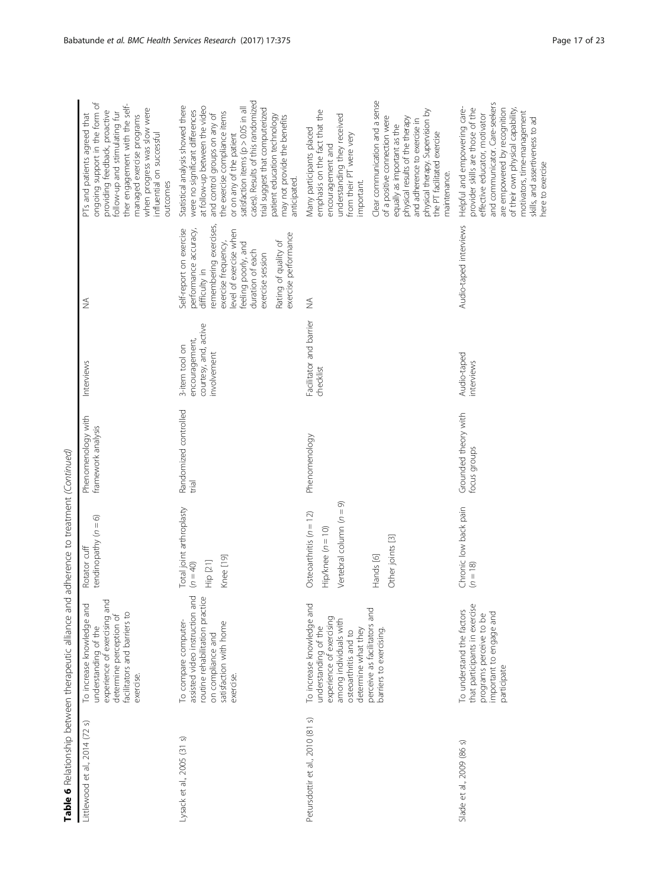**Table 6** Relationship between therapeutic alliance and adherence to treatment *(Continued)*

| | | | | | | |
|---|---|---|---|---|---|---|
| Littlewood et al., 2014 (72 s) | To increase knowledge and understanding of the experience of exercising and determine perception of facilitators and barriers to exercise. | Rotator cuff tendinopathy ($n = 6$) | Phenomenology with framework analysis | Interviews | NA | PTs and patients agreed that ongoing support in the form of providing feedback, proactive follow-up and stimulating fur ther engagement with the self-managed exercise programs when progress was slow were influential on successful outcomes |
| Lysack et al., 2005 (31 s) | To compare computer-assisted video instruction and routine rehabilitation practice on compliance and satisfaction with home exercise. | Total joint arthroplasty ($n = 40$)<br>Hip [21]<br>Knee [19] | Randomized controlled trial | 3-item tool on encouragement, courtesy, and, active involvement | Self-report on exercise performance accuracy, difficulty in remembering exercises, exercise frequency, level of exercise when feeling poorly, and duration of each exercise session<br>Rating of quality of exercise performance | Statistical analysis showed there were no significant differences at follow-up between the video and control groups on any of the exercise compliance items or on any of the patient satisfaction items ($p > 0.05$ in all cases). Results of this randomized trial suggest that computerized patient education technology may not provide the benefits anticipated. |
| Petursdottir et al., 2010 (81 s) | To increase knowledge and understanding of the experience of exercising among individuals with osteoarthritis and to determine what they perceive as facilitators and barriers to exercising. | Osteoarthritis ($n = 12$)<br>Hip/knee ($n = 10$)<br>Vertebral column ($n = 9$)<br>Hands [6]<br>Other joints [3] | Phenomenology | Facilitator and barrier checklist | NA | Many participants placed emphasis on the fact that the encouragement and understanding they received from their PT were very important.<br>Clear communication and a sense of a positive connection were equally as important as the physical results of the therapy and adherence to exercise in physical therapy. Supervision by the PT facilitated exercise maintenance. |
| Slade et al., 2009 (86 s) | To understand the factors that participants in exercise programs perceive to be important to engage and participate | Chronic low back pain ($n = 18$) | Grounded theory with focus groups | Audio-taped interviews | Audio-taped interviews | Helpful and empowering care-provider skills are those of the effective educator, motivator and communicator. Care-seekers are empowered by recognition of their own physical capability, motivators, time-management skills, and assertiveness to ad here to exercise |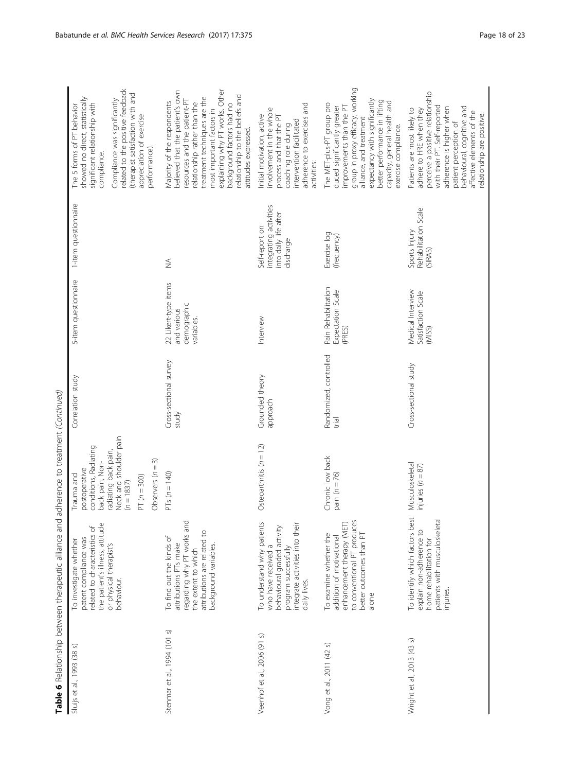**Table 6** Relationship between therapeutic alliance and adherence to treatment *(Continued)*

| | | | | | | |
|---|---|---|---|---|---|---|
| Sluijs et al., 1993 (38 s) | To investigate whether patient compliance was related to characteristics of the patient's illness, attitude or physical therapist's behaviour. | Trauma and postoperative conditions, Radiating back pain, Non-radiating back pain, Neck and shoulder pain ($n$ = 1837)<br>PT ($n$ = 300)<br>Observers ($n$ = 3) | Correlation study | 5-item questionnaire | 1-item questionnaire | The 5 forms of PT behavior showed no direct, statistically significant relationship with compliance.<br>Compliance was significantly related to the positive feedback (therapist satisfaction with and appreciation of exercise performance). |
| Stenmar et al., 1994 (101 s) | To find out the kinds of attributions PTs make regarding why PT works and the extent to which attributions are related to background variables. | PTs ($n$ = 140) | Cross-sectional survey study | 22 Likert-type items and various demographic variables. | NA | Majority of the respondents believed that the patient's own resources and the patient-PT relationship rather than the treatment techniques are the most important factors in explaining why PT works. Other background factors had no relationship to the beliefs and attitudes expressed. |
| Veenhof et al., 2006 (91 s) | To understand why patients who have received a behavioural graded activity program successfully integrate activities into their daily lives. | Osteoarthritis ($n$ = 12) | Grounded theory approach | Interview | Self-report on integrating activities into daily life after discharge | Initial motivation, active involvement in the whole process and that the PT coaching role during intervention facilitated adherence to exercises and activities: |
| Vong et al., 2011 (42 s) | To examine whether the addition of motivational enhancement therapy (MET) to conventional PT produces better outcomes than PT alone | Chronic low back pain ($n$ = 76) | Randomized, controlled trial | Pain Rehabilitation Expectation Scale (PRES) | Exercise log (frequency) | The MET-plus-PT group pro duced significantly greater improvements than the PT group in proxy efficacy, working alliance, and treatment expectancy with significantly better performance in lifting capacity, general health and exercise compliance. |
| Wright et al., 2013 (43 s) | To identify which factors best explain non-adherence to home rehabilitation for patients with musculoskeletal injuries. | Musculoskeletal injuries ($n$ = 87) | Cross-sectional study | Medical Interview Satisfaction Scale (MISS) | Sports Injury Rehabilitation Scale (SIRAS) | Patients are most likely to adhere to HRE when they perceive a positive relationship with their PT. Self-reported adherence is higher when patient perception of behavioural, cognitive and affective elements of the relationship are positive. |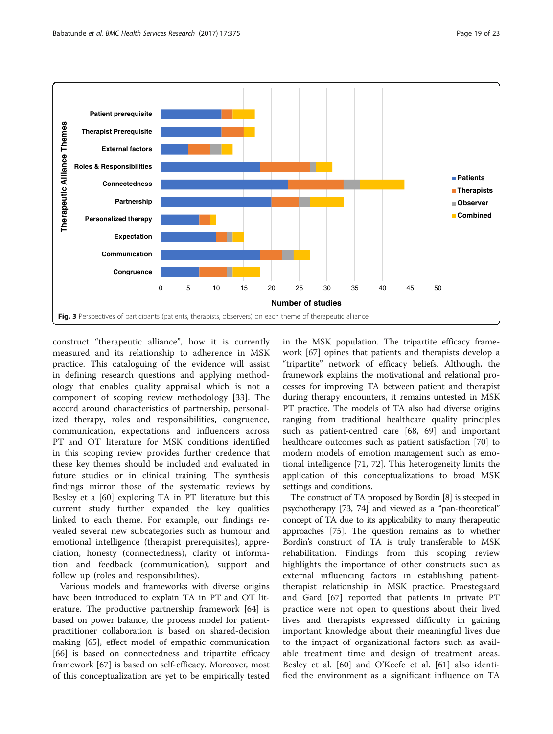Fig. 3 Perspectives of participants (patients, therapists, observers) on each theme of therapeutic alliance

construct "therapeutic alliance", how it is currently measured and its relationship to adherence in MSK practice. This cataloguing of the evidence will assist in defining research questions and applying methodology that enables quality appraisal which is not a component of scoping review methodology [33]. The accord around characteristics of partnership, personalized therapy, roles and responsibilities, congruence, communication, expectations and influencers across PT and OT literature for MSK conditions identified in this scoping review provides further credence that these key themes should be included and evaluated in future studies or in clinical training. The synthesis findings mirror those of the systematic reviews by Besley et a [60] exploring TA in PT literature but this current study further expanded the key qualities linked to each theme. For example, our findings revealed several new subcategories such as humour and emotional intelligence (therapist prerequisites), appreciation, honesty (connectedness), clarity of information and feedback (communication), support and follow up (roles and responsibilities).

Various models and frameworks with diverse origins have been introduced to explain TA in PT and OT literature. The productive partnership framework [64] is based on power balance, the process model for patient-practitioner collaboration is based on shared-decision making [65], effect model of empathic communication [66] is based on connectedness and tripartite efficacy framework [67] is based on self-efficacy. Moreover, most of this conceptualization are yet to be empirically tested in the MSK population. The tripartite efficacy framework [67] opines that patients and therapists develop a "tripartite" network of efficacy beliefs. Although, the framework explains the motivational and relational processes for improving TA between patient and therapist during therapy encounters, it remains untested in MSK PT practice. The models of TA also had diverse origins ranging from traditional healthcare quality principles such as patient-centred care [68, 69] and important healthcare outcomes such as patient satisfaction [70] to modern models of emotion management such as emotional intelligence [71, 72]. This heterogeneity limits the application of this conceptualizations to broad MSK settings and conditions.

The construct of TA proposed by Bordin [8] is steeped in psychotherapy [73, 74] and viewed as a "pan-theoretical" concept of TA due to its applicability to many therapeutic approaches [75]. The question remains as to whether Bordin's construct of TA is truly transferable to MSK rehabilitation. Findings from this scoping review highlights the importance of other constructs such as external influencing factors in establishing patient-therapist relationship in MSK practice. Praestegaard and Gard [67] reported that patients in private PT practice were not open to questions about their lived lives and therapists expressed difficulty in gaining important knowledge about their meaningful lives due to the impact of organizational factors such as available treatment time and design of treatment areas. Besley et al. [60] and O'Keefe et al. [61] also identified the environment as a significant influence on TA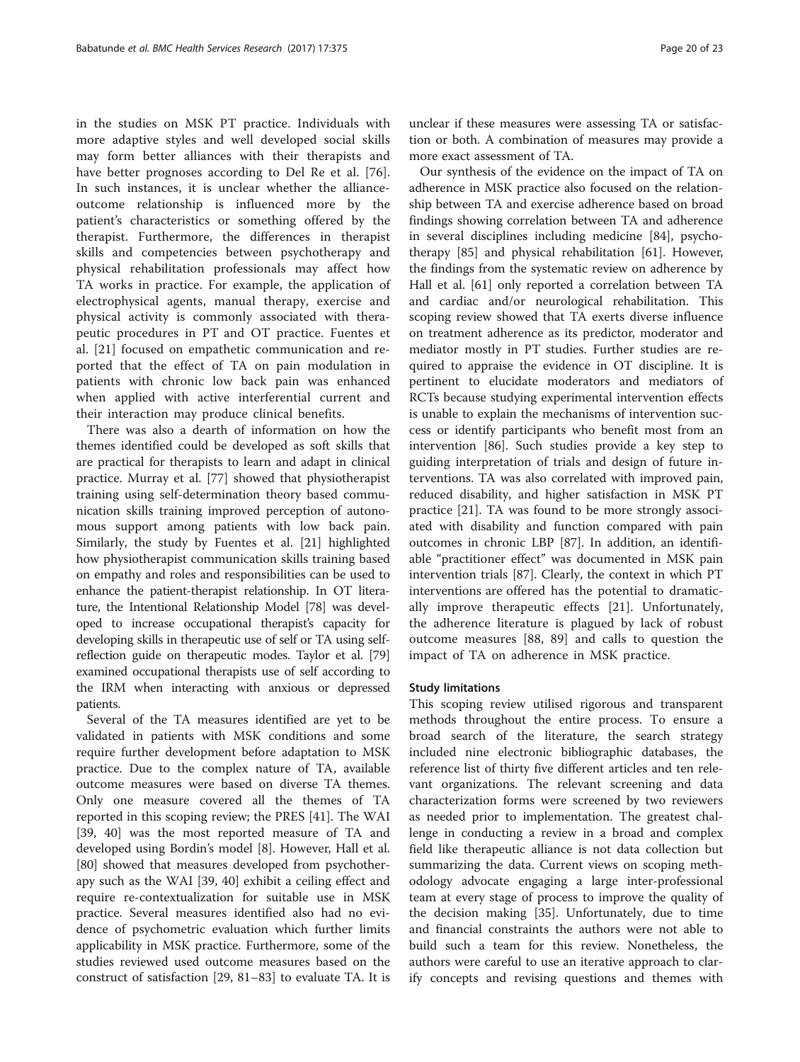in the studies on MSK PT practice. Individuals with more adaptive styles and well developed social skills may form better alliances with their therapists and have better prognoses according to Del Re et al. [76]. In such instances, it is unclear whether the alliance-outcome relationship is influenced more by the patient's characteristics or something offered by the therapist. Furthermore, the differences in therapist skills and competencies between psychotherapy and physical rehabilitation professionals may affect how TA works in practice. For example, the application of electrophysical agents, manual therapy, exercise and physical activity is commonly associated with therapeutic procedures in PT and OT practice. Fuentes et al. [21] focused on empathetic communication and reported that the effect of TA on pain modulation in patients with chronic low back pain was enhanced when applied with active interferential current and their interaction may produce clinical benefits.

There was also a dearth of information on how the themes identified could be developed as soft skills that are practical for therapists to learn and adapt in clinical practice. Murray et al. [77] showed that physiotherapist training using self-determination theory based communication skills training improved perception of autonomous support among patients with low back pain. Similarly, the study by Fuentes et al. [21] highlighted how physiotherapist communication skills training based on empathy and roles and responsibilities can be used to enhance the patient-therapist relationship. In OT literature, the Intentional Relationship Model [78] was developed to increase occupational therapist's capacity for developing skills in therapeutic use of self or TA using self-reflection guide on therapeutic modes. Taylor et al. [79] examined occupational therapists use of self according to the IRM when interacting with anxious or depressed patients.

Several of the TA measures identified are yet to be validated in patients with MSK conditions and some require further development before adaptation to MSK practice. Due to the complex nature of TA, available outcome measures were based on diverse TA themes. Only one measure covered all the themes of TA reported in this scoping review; the PRES [41]. The WAI [39, 40] was the most reported measure of TA and developed using Bordin's model [8]. However, Hall et al. [80] showed that measures developed from psychotherapy such as the WAI [39, 40] exhibit a ceiling effect and require re-contextualization for suitable use in MSK practice. Several measures identified also had no evidence of psychometric evaluation which further limits applicability in MSK practice. Furthermore, some of the studies reviewed used outcome measures based on the construct of satisfaction [29, 81–83] to evaluate TA. It is unclear if these measures were assessing TA or satisfaction or both. A combination of measures may provide a more exact assessment of TA.

Our synthesis of the evidence on the impact of TA on adherence in MSK practice also focused on the relationship between TA and exercise adherence based on broad findings showing correlation between TA and adherence in several disciplines including medicine [84], psychotherapy [85] and physical rehabilitation [61]. However, the findings from the systematic review on adherence by Hall et al. [61] only reported a correlation between TA and cardiac and/or neurological rehabilitation. This scoping review showed that TA exerts diverse influence on treatment adherence as its predictor, moderator and mediator mostly in PT studies. Further studies are required to appraise the evidence in OT discipline. It is pertinent to elucidate moderators and mediators of RCTs because studying experimental intervention effects is unable to explain the mechanisms of intervention success or identify participants who benefit most from an intervention [86]. Such studies provide a key step to guiding interpretation of trials and design of future interventions. TA was also correlated with improved pain, reduced disability, and higher satisfaction in MSK PT practice [21]. TA was found to be more strongly associated with disability and function compared with pain outcomes in chronic LBP [87]. In addition, an identifiable "practitioner effect" was documented in MSK pain intervention trials [87]. Clearly, the context in which PT interventions are offered has the potential to dramatically improve therapeutic effects [21]. Unfortunately, the adherence literature is plagued by lack of robust outcome measures [88, 89] and calls to question the impact of TA on adherence in MSK practice.

### Study limitations

This scoping review utilised rigorous and transparent methods throughout the entire process. To ensure a broad search of the literature, the search strategy included nine electronic bibliographic databases, the reference list of thirty five different articles and ten relevant organizations. The relevant screening and data characterization forms were screened by two reviewers as needed prior to implementation. The greatest challenge in conducting a review in a broad and complex field like therapeutic alliance is not data collection but summarizing the data. Current views on scoping methodology advocate engaging a large inter-professional team at every stage of process to improve the quality of the decision making [35]. Unfortunately, due to time and financial constraints the authors were not able to build such a team for this review. Nonetheless, the authors were careful to use an iterative approach to clarify concepts and revising questions and themes with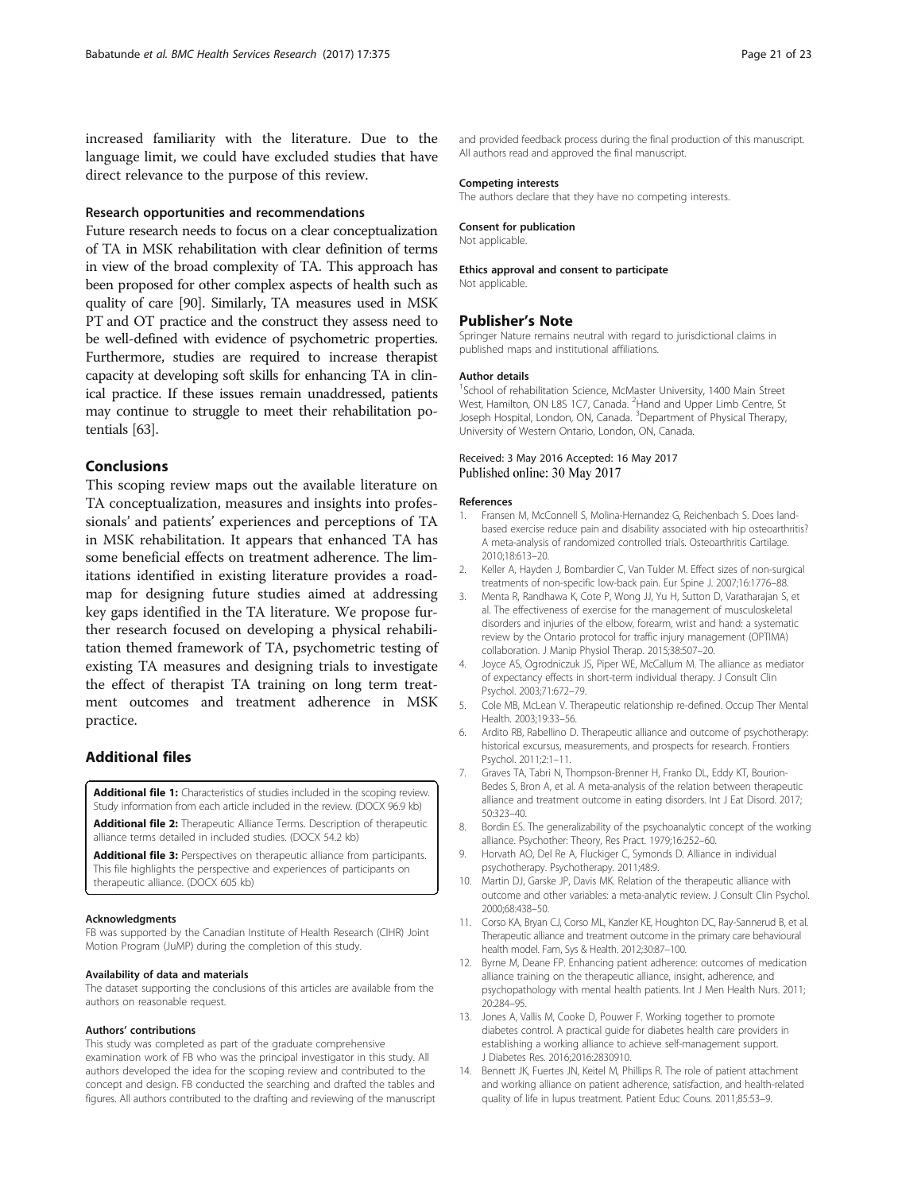increased familiarity with the literature. Due to the language limit, we could have excluded studies that have direct relevance to the purpose of this review.

#### Research opportunities and recommendations

Future research needs to focus on a clear conceptualization of TA in MSK rehabilitation with clear definition of terms in view of the broad complexity of TA. This approach has been proposed for other complex aspects of health such as quality of care [90]. Similarly, TA measures used in MSK PT and OT practice and the construct they assess need to be well-defined with evidence of psychometric properties. Furthermore, studies are required to increase therapist capacity at developing soft skills for enhancing TA in clinical practice. If these issues remain unaddressed, patients may continue to struggle to meet their rehabilitation potentials [63].

## Conclusions

This scoping review maps out the available literature on TA conceptualization, measures and insights into professionals' and patients' experiences and perceptions of TA in MSK rehabilitation. It appears that enhanced TA has some beneficial effects on treatment adherence. The limitations identified in existing literature provides a roadmap for designing future studies aimed at addressing key gaps identified in the TA literature. We propose further research focused on developing a physical rehabilitation themed framework of TA, psychometric testing of existing TA measures and designing trials to investigate the effect of therapist TA training on long term treatment outcomes and treatment adherence in MSK practice.

## Additional files

**Additional file 1:** Characteristics of studies included in the scoping review. Study information from each article included in the review. (DOCX 96.9 kb)

**Additional file 2:** Therapeutic Alliance Terms. Description of therapeutic alliance terms detailed in included studies. (DOCX 54.2 kb)

**Additional file 3:** Perspectives on therapeutic alliance from participants. This file highlights the perspective and experiences of participants on therapeutic alliance. (DOCX 605 kb)

#### Acknowledgments

FB was supported by the Canadian Institute of Health Research (CIHR) Joint Motion Program (JuMP) during the completion of this study.

#### Availability of data and materials

The dataset supporting the conclusions of this articles are available from the authors on reasonable request.

#### Authors' contributions

This study was completed as part of the graduate comprehensive examination work of FB who was the principal investigator in this study. All authors developed the idea for the scoping review and contributed to the concept and design. FB conducted the searching and drafted the tables and figures. All authors contributed to the drafting and reviewing of the manuscript and provided feedback process during the final production of this manuscript. All authors read and approved the final manuscript.

#### Competing interests

The authors declare that they have no competing interests.

#### Consent for publication

Not applicable.

#### Ethics approval and consent to participate

Not applicable.

## Publisher's Note

Springer Nature remains neutral with regard to jurisdictional claims in published maps and institutional affiliations.

#### Author details

[1]School of rehabilitation Science, McMaster University, 1400 Main Street West, Hamilton, ON L8S 1C7, Canada. [2]Hand and Upper Limb Centre, St Joseph Hospital, London, ON, Canada. [3]Department of Physical Therapy, University of Western Ontario, London, ON, Canada.

Received: 3 May 2016 Accepted: 16 May 2017
Published online: 30 May 2017

#### References

1. Fransen M, McConnell S, Molina-Hernandez G, Reichenbach S. Does land-based exercise reduce pain and disability associated with hip osteoarthritis? A meta-analysis of randomized controlled trials. Osteoarthritis Cartilage. 2010;18:613–20.
2. Keller A, Hayden J, Bombardier C, Van Tulder M. Effect sizes of non-surgical treatments of non-specific low-back pain. Eur Spine J. 2007;16:1776–88.
3. Menta R, Randhawa K, Cote P, Wong JJ, Yu H, Sutton D, Varatharajan S, et al. The effectiveness of exercise for the management of musculoskeletal disorders and injuries of the elbow, forearm, wrist and hand: a systematic review by the Ontario protocol for traffic injury management (OPTIMA) collaboration. J Manip Physiol Therap. 2015;38:507–20.
4. Joyce AS, Ogrodniczuk JS, Piper WE, McCallum M. The alliance as mediator of expectancy effects in short-term individual therapy. J Consult Clin Psychol. 2003;71:672–79.
5. Cole MB, McLean V. Therapeutic relationship re-defined. Occup Ther Mental Health. 2003;19:33–56.
6. Ardito RB, Rabellino D. Therapeutic alliance and outcome of psychotherapy: historical excursus, measurements, and prospects for research. Frontiers Psychol. 2011;2:1–11.
7. Graves TA, Tabri N, Thompson-Brenner H, Franko DL, Eddy KT, Bourion-Bedes S, Bron A, et al. A meta-analysis of the relation between therapeutic alliance and treatment outcome in eating disorders. Int J Eat Disord. 2017; 50:323–40.
8. Bordin ES. The generalizability of the psychoanalytic concept of the working alliance. Psychother: Theory, Res Pract. 1979;16:252–60.
9. Horvath AO, Del Re A, Fluckiger C, Symonds D. Alliance in individual psychotherapy. Psychotherapy. 2011;48:9.
10. Martin DJ, Garske JP, Davis MK. Relation of the therapeutic alliance with outcome and other variables: a meta-analytic review. J Consult Clin Psychol. 2000;68:438–50.
11. Corso KA, Bryan CJ, Corso ML, Kanzler KE, Houghton DC, Ray-Sannerud B, et al. Therapeutic alliance and treatment outcome in the primary care behavioural health model. Fam, Sys & Health. 2012;30:87–100.
12. Byrne M, Deane FP. Enhancing patient adherence: outcomes of medication alliance training on the therapeutic alliance, insight, adherence, and psychopathology with mental health patients. Int J Men Health Nurs. 2011; 20:284–95.
13. Jones A, Vallis M, Cooke D, Pouwer F. Working together to promote diabetes control. A practical guide for diabetes health care providers in establishing a working alliance to achieve self-management support. J Diabetes Res. 2016;2016:2830910.
14. Bennett JK, Fuertes JN, Keitel M, Phillips R. The role of patient attachment and working alliance on patient adherence, satisfaction, and health-related quality of life in lupus treatment. Patient Educ Couns. 2011;85:53–9.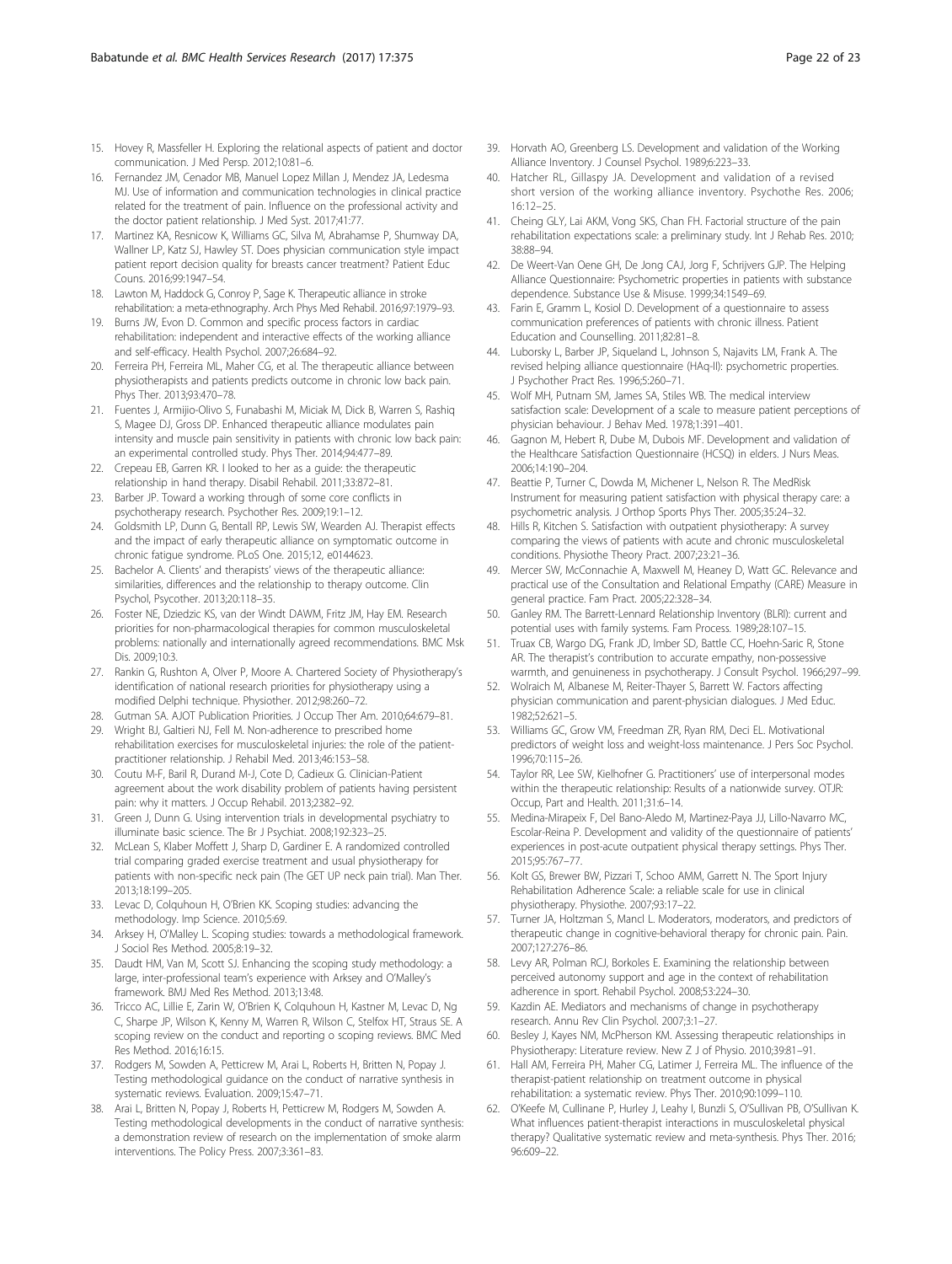15. Hovey R, Massfeller H. Exploring the relational aspects of patient and doctor communication. J Med Persp. 2012;10:81–6.
16. Fernandez JM, Cenador MB, Manuel Lopez Millan J, Mendez JA, Ledesma MJ. Use of information and communication technologies in clinical practice related for the treatment of pain. Influence on the professional activity and the doctor patient relationship. J Med Syst. 2017;41:77.
17. Martinez KA, Resnicow K, Williams GC, Silva M, Abrahamse P, Shumway DA, Wallner LP, Katz SJ, Hawley ST. Does physician communication style impact patient report decision quality for breasts cancer treatment? Patient Educ Couns. 2016;99:1947–54.
18. Lawton M, Haddock G, Conroy P, Sage K. Therapeutic alliance in stroke rehabilitation: a meta-ethnography. Arch Phys Med Rehabil. 2016;97:1979–93.
19. Burns JW, Evon D. Common and specific process factors in cardiac rehabilitation: independent and interactive effects of the working alliance and self-efficacy. Health Psychol. 2007;26:684–92.
20. Ferreira PH, Ferreira ML, Maher CG, et al. The therapeutic alliance between physiotherapists and patients predicts outcome in chronic low back pain. Phys Ther. 2013;93:470–78.
21. Fuentes J, Armijio-Olivo S, Funabashi M, Miciak M, Dick B, Warren S, Rashiq S, Magee DJ, Gross DP. Enhanced therapeutic alliance modulates pain intensity and muscle pain sensitivity in patients with chronic low back pain: an experimental controlled study. Phys Ther. 2014;94:477–89.
22. Crepeau EB, Garren KR. I looked to her as a guide: the therapeutic relationship in hand therapy. Disabil Rehabil. 2011;33:872–81.
23. Barber JP. Toward a working through of some core conflicts in psychotherapy research. Psychother Res. 2009;19:1–12.
24. Goldsmith LP, Dunn G, Bentall RP, Lewis SW, Wearden AJ. Therapist effects and the impact of early therapeutic alliance on symptomatic outcome in chronic fatigue syndrome. PLoS One. 2015;12, e0144623.
25. Bachelor A. Clients' and therapists' views of the therapeutic alliance: similarities, differences and the relationship to therapy outcome. Clin Psychol, Psycother. 2013;20:118–35.
26. Foster NE, Dziedzic KS, van der Windt DAWM, Fritz JM, Hay EM. Research priorities for non-pharmacological therapies for common musculoskeletal problems: nationally and internationally agreed recommendations. BMC Msk Dis. 2009;10:3.
27. Rankin G, Rushton A, Olver P, Moore A. Chartered Society of Physiotherapy's identification of national research priorities for physiotherapy using a modified Delphi technique. Physiother. 2012;98:260–72.
28. Gutman SA. AJOT Publication Priorities. J Occup Ther Am. 2010;64:679–81.
29. Wright BJ, Galtieri NJ, Fell M. Non-adherence to prescribed home rehabilitation exercises for musculoskeletal injuries: the role of the patient-practitioner relationship. J Rehabil Med. 2013;46:153–58.
30. Coutu M-F, Baril R, Durand M-J, Cote D, Cadieux G. Clinician-Patient agreement about the work disability problem of patients having persistent pain: why it matters. J Occup Rehabil. 2013;2382–92.
31. Green J, Dunn G. Using intervention trials in developmental psychiatry to illuminate basic science. The Br J Psychiat. 2008;192:323–25.
32. McLean S, Klaber Moffett J, Sharp D, Gardiner E. A randomized controlled trial comparing graded exercise treatment and usual physiotherapy for patients with non-specific neck pain (The GET UP neck pain trial). Man Ther. 2013;18:199–205.
33. Levac D, Colquhoun H, O'Brien KK. Scoping studies: advancing the methodology. Imp Science. 2010;5:69.
34. Arksey H, O'Malley L. Scoping studies: towards a methodological framework. J Sociol Res Method. 2005;8:19–32.
35. Daudt HM, Van M, Scott SJ. Enhancing the scoping study methodology: a large, inter-professional team's experience with Arksey and O'Malley's framework. BMJ Med Res Method. 2013;13:48.
36. Tricco AC, Lillie E, Zarin W, O'Brien K, Colquhoun H, Kastner M, Levac D, Ng C, Sharpe JP, Wilson K, Kenny M, Warren R, Wilson C, Stelfox HT, Straus SE. A scoping review on the conduct and reporting o scoping reviews. BMC Med Res Method. 2016;16:15.
37. Rodgers M, Sowden A, Petticrew M, Arai L, Roberts H, Britten N, Popay J. Testing methodological guidance on the conduct of narrative synthesis in systematic reviews. Evaluation. 2009;15:47–71.
38. Arai L, Britten N, Popay J, Roberts H, Petticrew M, Rodgers M, Sowden A. Testing methodological developments in the conduct of narrative synthesis: a demonstration review of research on the implementation of smoke alarm interventions. The Policy Press. 2007;3:361–83.
39. Horvath AO, Greenberg LS. Development and validation of the Working Alliance Inventory. J Counsel Psychol. 1989;6:223–33.
40. Hatcher RL, Gillaspy JA. Development and validation of a revised short version of the working alliance inventory. Psychothe Res. 2006; 16:12–25.
41. Cheing GLY, Lai AKM, Vong SKS, Chan FH. Factorial structure of the pain rehabilitation expectations scale: a preliminary study. Int J Rehab Res. 2010; 38:88–94.
42. De Weert-Van Oene GH, De Jong CAJ, Jorg F, Schrijvers GJP. The Helping Alliance Questionnaire: Psychometric properties in patients with substance dependence. Substance Use & Misuse. 1999;34:1549–69.
43. Farin E, Gramm L, Kosiol D. Development of a questionnaire to assess communication preferences of patients with chronic illness. Patient Education and Counselling. 2011;82:81–8.
44. Luborsky L, Barber JP, Siqueland L, Johnson S, Najavits LM, Frank A. The revised helping alliance questionnaire (HAq-II): psychometric properties. J Psychother Pract Res. 1996;5:260–71.
45. Wolf MH, Putnam SM, James SA, Stiles WB. The medical interview satisfaction scale: Development of a scale to measure patient perceptions of physician behaviour. J Behav Med. 1978;1:391–401.
46. Gagnon M, Hebert R, Dube M, Dubois MF. Development and validation of the Healthcare Satisfaction Questionnaire (HCSQ) in elders. J Nurs Meas. 2006;14:190–204.
47. Beattie P, Turner C, Dowda M, Michener L, Nelson R. The MedRisk Instrument for measuring patient satisfaction with physical therapy care: a psychometric analysis. J Orthop Sports Phys Ther. 2005;35:24–32.
48. Hills R, Kitchen S. Satisfaction with outpatient physiotherapy: A survey comparing the views of patients with acute and chronic musculoskeletal conditions. Physiothe Theory Pract. 2007;23:21–36.
49. Mercer SW, McConnachie A, Maxwell M, Heaney D, Watt GC. Relevance and practical use of the Consultation and Relational Empathy (CARE) Measure in general practice. Fam Pract. 2005;22:328–34.
50. Ganley RM. The Barrett-Lennard Relationship Inventory (BLRI): current and potential uses with family systems. Fam Process. 1989;28:107–15.
51. Truax CB, Wargo DG, Frank JD, Imber SD, Battle CC, Hoehn-Saric R, Stone AR. The therapist's contribution to accurate empathy, non-possessive warmth, and genuineness in psychotherapy. J Consult Psychol. 1966;297–99.
52. Wolraich M, Albanese M, Reiter-Thayer S, Barrett W. Factors affecting physician communication and parent-physician dialogues. J Med Educ. 1982;52:621–5.
53. Williams GC, Grow VM, Freedman ZR, Ryan RM, Deci EL. Motivational predictors of weight loss and weight-loss maintenance. J Pers Soc Psychol. 1996;70:115–26.
54. Taylor RR, Lee SW, Kielhofner G. Practitioners' use of interpersonal modes within the therapeutic relationship: Results of a nationwide survey. OTJR: Occup, Part and Health. 2011;31:6–14.
55. Medina-Mirapeix F, Del Bano-Aledo M, Martinez-Paya JJ, Lillo-Navarro MC, Escolar-Reina P. Development and validity of the questionnaire of patients' experiences in post-acute outpatient physical therapy settings. Phys Ther. 2015;95:767–77.
56. Kolt GS, Brewer BW, Pizzari T, Schoo AMM, Garrett N. The Sport Injury Rehabilitation Adherence Scale: a reliable scale for use in clinical physiotherapy. Physiothe. 2007;93:17–22.
57. Turner JA, Holtzman S, Mancl L. Moderators, moderators, and predictors of therapeutic change in cognitive-behavioral therapy for chronic pain. Pain. 2007;127:276–86.
58. Levy AR, Polman RCJ, Borkoles E. Examining the relationship between perceived autonomy support and age in the context of rehabilitation adherence in sport. Rehabil Psychol. 2008;53:224–30.
59. Kazdin AE. Mediators and mechanisms of change in psychotherapy research. Annu Rev Clin Psychol. 2007;3:1–27.
60. Besley J, Kayes NM, McPherson KM. Assessing therapeutic relationships in Physiotherapy: Literature review. New Z J of Physio. 2010;39:81–91.
61. Hall AM, Ferreira PH, Maher CG, Latimer J, Ferreira ML. The influence of the therapist-patient relationship on treatment outcome in physical rehabilitation: a systematic review. Phys Ther. 2010;90:1099–110.
62. O'Keefe M, Cullinane P, Hurley J, Leahy I, Bunzli S, O'Sullivan PB, O'Sullivan K. What influences patient-therapist interactions in musculoskeletal physical therapy? Qualitative systematic review and meta-synthesis. Phys Ther. 2016; 96:609–22.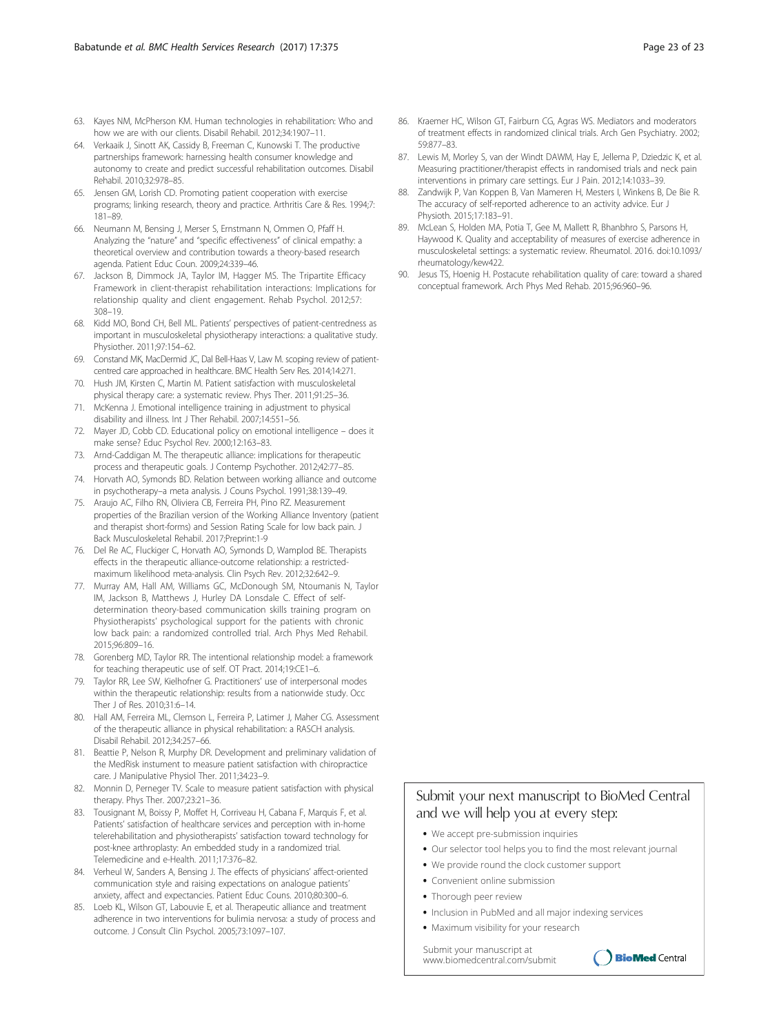63. Kayes NM, McPherson KM. Human technologies in rehabilitation: Who and how we are with our clients. Disabil Rehabil. 2012;34:1907–11.
64. Verkaaik J, Sinott AK, Cassidy B, Freeman C, Kunowski T. The productive partnerships framework: harnessing health consumer knowledge and autonomy to create and predict successful rehabilitation outcomes. Disabil Rehabil. 2010;32:978–85.
65. Jensen GM, Lorish CD. Promoting patient cooperation with exercise programs; linking research, theory and practice. Arthritis Care & Res. 1994;7: 181–89.
66. Neumann M, Bensing J, Merser S, Ernstmann N, Ommen O, Pfaff H. Analyzing the "nature" and "specific effectiveness" of clinical empathy: a theoretical overview and contribution towards a theory-based research agenda. Patient Educ Coun. 2009;24:339–46.
67. Jackson B, Dimmock JA, Taylor IM, Hagger MS. The Tripartite Efficacy Framework in client-therapist rehabilitation interactions: Implications for relationship quality and client engagement. Rehab Psychol. 2012;57: 308–19.
68. Kidd MO, Bond CH, Bell ML. Patients' perspectives of patient-centredness as important in musculoskeletal physiotherapy interactions: a qualitative study. Physiother. 2011;97:154–62.
69. Constand MK, MacDermid JC, Dal Bell-Haas V, Law M. scoping review of patient-centred care approached in healthcare. BMC Health Serv Res. 2014;14:271.
70. Hush JM, Kirsten C, Martin M. Patient satisfaction with musculoskeletal physical therapy care: a systematic review. Phys Ther. 2011;91:25–36.
71. McKenna J. Emotional intelligence training in adjustment to physical disability and illness. Int J Ther Rehabil. 2007;14:551–56.
72. Mayer JD, Cobb CD. Educational policy on emotional intelligence – does it make sense? Educ Psychol Rev. 2000;12:163–83.
73. Arnd-Caddigan M. The therapeutic alliance: implications for therapeutic process and therapeutic goals. J Contemp Psychother. 2012;42:77–85.
74. Horvath AO, Symonds BD. Relation between working alliance and outcome in psychotherapy–a meta analysis. J Couns Psychol. 1991;38:139–49.
75. Araujo AC, Filho RN, Oliviera CB, Ferreira PH, Pino RZ. Measurement properties of the Brazilian version of the Working Alliance Inventory (patient and therapist short-forms) and Session Rating Scale for low back pain. J Back Musculoskeletal Rehabil. 2017;Preprint:1-9
76. Del Re AC, Fluckiger C, Horvath AO, Symonds D, Wamplod BE. Therapists effects in the therapeutic alliance-outcome relationship: a restricted-maximum likelihood meta-analysis. Clin Psych Rev. 2012;32:642–9.
77. Murray AM, Hall AM, Williams GC, McDonough SM, Ntoumanis N, Taylor IM, Jackson B, Matthews J, Hurley DA Lonsdale C. Effect of self-determination theory-based communication skills training program on Physiotherapists' psychological support for the patients with chronic low back pain: a randomized controlled trial. Arch Phys Med Rehabil. 2015;96:809–16.
78. Gorenberg MD, Taylor RR. The intentional relationship model: a framework for teaching therapeutic use of self. OT Pract. 2014;19:CE1–6.
79. Taylor RR, Lee SW, Kielhofner G. Practitioners' use of interpersonal modes within the therapeutic relationship: results from a nationwide study. Occ Ther J of Res. 2010;31:6–14.
80. Hall AM, Ferreira ML, Clemson L, Ferreira P, Latimer J, Maher CG. Assessment of the therapeutic alliance in physical rehabilitation: a RASCH analysis. Disabil Rehabil. 2012;34:257–66.
81. Beattie P, Nelson R, Murphy DR. Development and preliminary validation of the MedRisk instument to measure patient satisfaction with chiropractice care. J Manipulative Physiol Ther. 2011;34:23–9.
82. Monnin D, Perneger TV. Scale to measure patient satisfaction with physical therapy. Phys Ther. 2007;23:21–36.
83. Tousignant M, Boissy P, Moffet H, Corriveau H, Cabana F, Marquis F, et al. Patients' satisfaction of healthcare services and perception with in-home telerehabilitation and physiotherapists' satisfaction toward technology for post-knee arthroplasty: An embedded study in a randomized trial. Telemedicine and e-Health. 2011;17:376–82.
84. Verheul W, Sanders A, Bensing J. The effects of physicians' affect-oriented communication style and raising expectations on analogue patients' anxiety, affect and expectancies. Patient Educ Couns. 2010;80:300–6.
85. Loeb KL, Wilson GT, Labouvie E, et al. Therapeutic alliance and treatment adherence in two interventions for bulimia nervosa: a study of process and outcome. J Consult Clin Psychol. 2005;73:1097–107.
86. Kraemer HC, Wilson GT, Fairburn CG, Agras WS. Mediators and moderators of treatment effects in randomized clinical trials. Arch Gen Psychiatry. 2002; 59:877–83.
87. Lewis M, Morley S, van der Windt DAWM, Hay E, Jellema P, Dziedzic K, et al. Measuring practitioner/therapist effects in randomised trials and neck pain interventions in primary care settings. Eur J Pain. 2012;14:1033–39.
88. Zandwijk P, Van Koppen B, Van Mameren H, Mesters I, Winkens B, De Bie R. The accuracy of self-reported adherence to an activity advice. Eur J Physioth. 2015;17:183–91.
89. McLean S, Holden MA, Potia T, Gee M, Mallett R, Bhanbhro S, Parsons H, Haywood K. Quality and acceptability of measures of exercise adherence in musculoskeletal settings: a systematic review. Rheumatol. 2016. doi:10.1093/rheumatology/kew422.
90. Jesus TS, Hoenig H. Postacute rehabilitation quality of care: toward a shared conceptual framework. Arch Phys Med Rehab. 2015;96:960–96.

Submit your next manuscript to BioMed Central and we will help you at every step:

- We accept pre-submission inquiries
- Our selector tool helps you to find the most relevant journal
- We provide round the clock customer support
- Convenient online submission
- Thorough peer review
- Inclusion in PubMed and all major indexing services
- Maximum visibility for your research

Submit your manuscript at www.biomedcentral.com/submit

BioMed Central